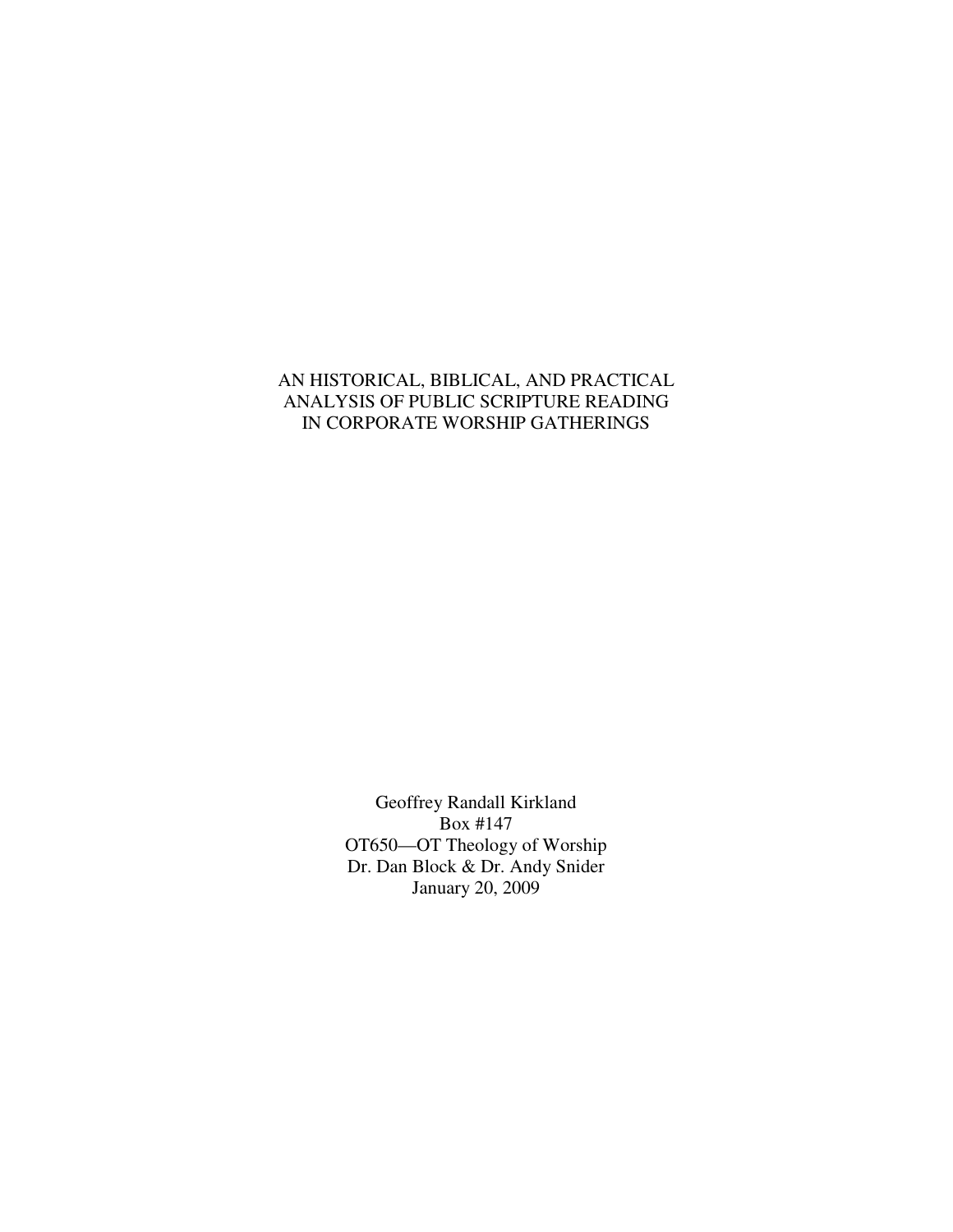# AN HISTORICAL, BIBLICAL, AND PRACTICAL ANALYSIS OF PUBLIC SCRIPTURE READING IN CORPORATE WORSHIP GATHERINGS

Geoffrey Randall Kirkland
Box #147
OT650—OT Theology of Worship
Dr. Dan Block & Dr. Andy Snider
January 20, 2009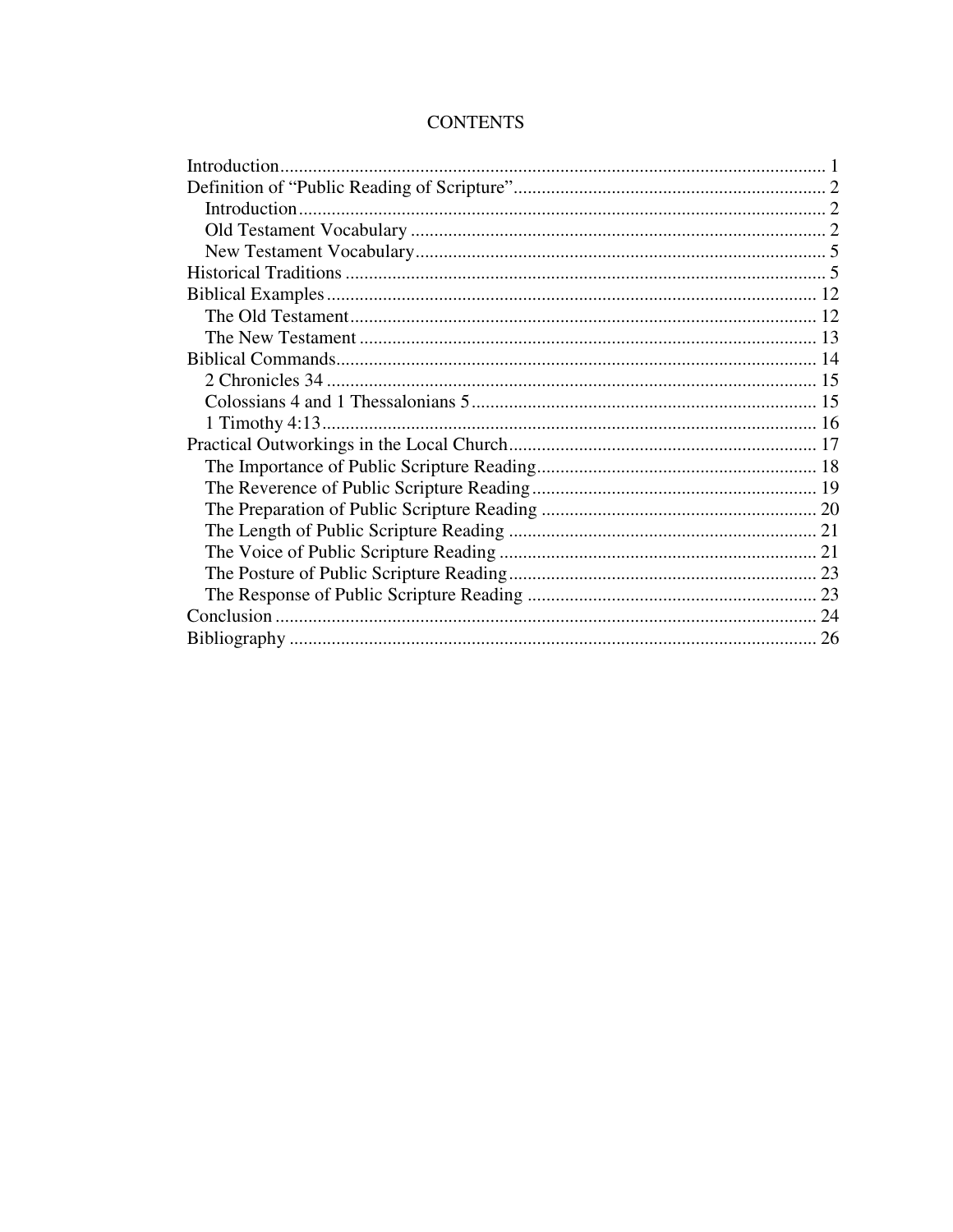# CONTENTS

Introduction ..................................................................................................... 1

Definition of "Public Reading of Scripture" ................................................... 2

- Introduction ................................................................................................ 2
- Old Testament Vocabulary ......................................................................... 2
- New Testament Vocabulary ........................................................................ 5

Historical Traditions ....................................................................................... 5

Biblical Examples .......................................................................................... 12

- The Old Testament .................................................................................... 12
- The New Testament .................................................................................. 13

Biblical Commands ........................................................................................ 14

- 2 Chronicles 34 ......................................................................................... 15
- Colossians 4 and 1 Thessalonians 5 .......................................................... 15
- 1 Timothy 4:13 .......................................................................................... 16

Practical Outworkings in the Local Church ................................................... 17

- The Importance of Public Scripture Reading ............................................ 18
- The Reverence of Public Scripture Reading ............................................. 19
- The Preparation of Public Scripture Reading ........................................... 20
- The Length of Public Scripture Reading .................................................. 21
- The Voice of Public Scripture Reading .................................................... 21
- The Posture of Public Scripture Reading .................................................. 23
- The Response of Public Scripture Reading .............................................. 23

Conclusion ..................................................................................................... 24

Bibliography .................................................................................................. 26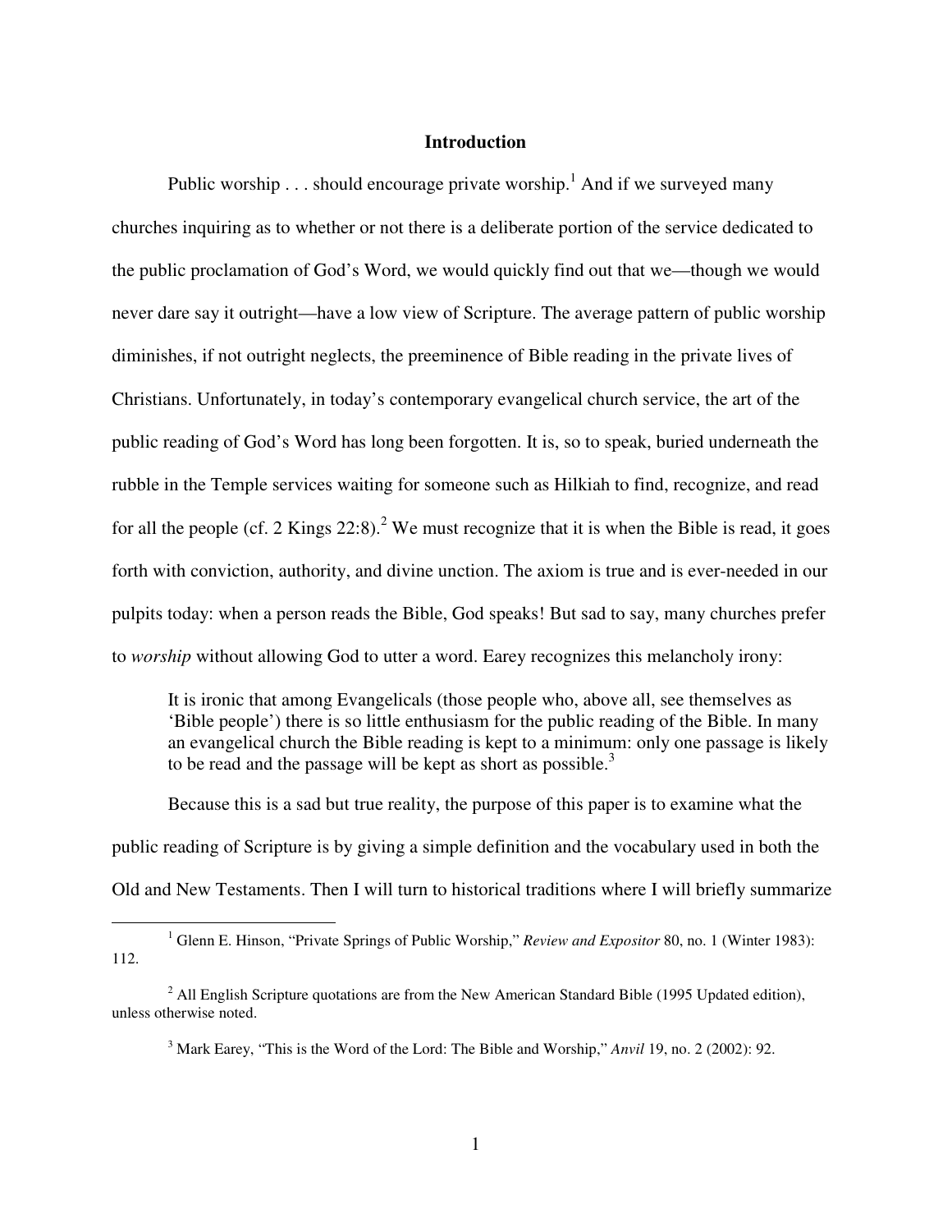## Introduction

Public worship . . . should encourage private worship.[1] And if we surveyed many churches inquiring as to whether or not there is a deliberate portion of the service dedicated to the public proclamation of God's Word, we would quickly find out that we—though we would never dare say it outright—have a low view of Scripture. The average pattern of public worship diminishes, if not outright neglects, the preeminence of Bible reading in the private lives of Christians. Unfortunately, in today's contemporary evangelical church service, the art of the public reading of God's Word has long been forgotten. It is, so to speak, buried underneath the rubble in the Temple services waiting for someone such as Hilkiah to find, recognize, and read for all the people (cf. 2 Kings 22:8).[2] We must recognize that it is when the Bible is read, it goes forth with conviction, authority, and divine unction. The axiom is true and is ever-needed in our pulpits today: when a person reads the Bible, God speaks! But sad to say, many churches prefer to *worship* without allowing God to utter a word. Earey recognizes this melancholy irony:

> It is ironic that among Evangelicals (those people who, above all, see themselves as 'Bible people') there is so little enthusiasm for the public reading of the Bible. In many an evangelical church the Bible reading is kept to a minimum: only one passage is likely to be read and the passage will be kept as short as possible.[3]

Because this is a sad but true reality, the purpose of this paper is to examine what the public reading of Scripture is by giving a simple definition and the vocabulary used in both the Old and New Testaments. Then I will turn to historical traditions where I will briefly summarize

---

[1] Glenn E. Hinson, "Private Springs of Public Worship," *Review and Expositor* 80, no. 1 (Winter 1983): 112.

[2] All English Scripture quotations are from the New American Standard Bible (1995 Updated edition), unless otherwise noted.

[3] Mark Earey, "This is the Word of the Lord: The Bible and Worship," *Anvil* 19, no. 2 (2002): 92.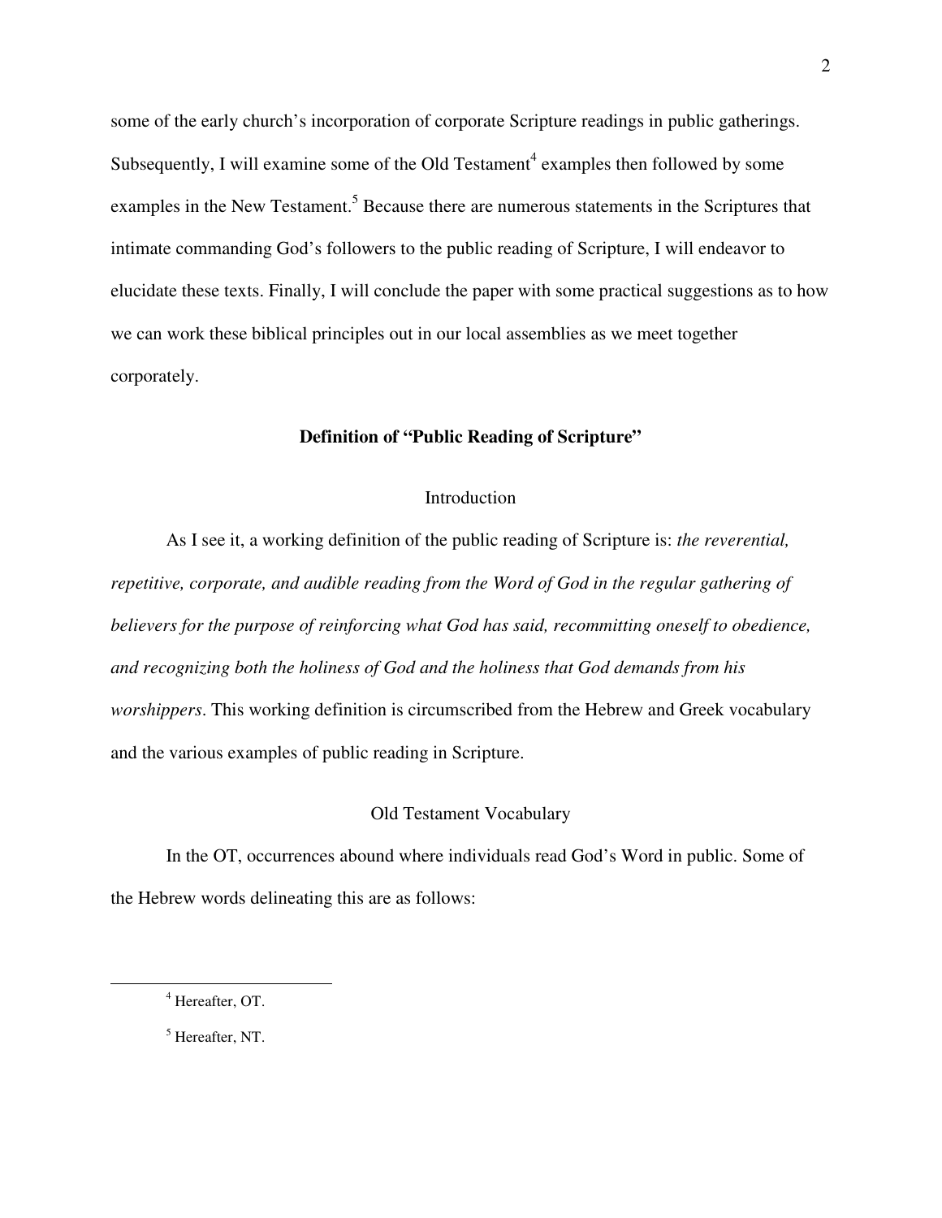some of the early church's incorporation of corporate Scripture readings in public gatherings. Subsequently, I will examine some of the Old Testament[4] examples then followed by some examples in the New Testament.[5] Because there are numerous statements in the Scriptures that intimate commanding God's followers to the public reading of Scripture, I will endeavor to elucidate these texts. Finally, I will conclude the paper with some practical suggestions as to how we can work these biblical principles out in our local assemblies as we meet together corporately.

## Definition of "Public Reading of Scripture"

### Introduction

As I see it, a working definition of the public reading of Scripture is: *the reverential, repetitive, corporate, and audible reading from the Word of God in the regular gathering of believers for the purpose of reinforcing what God has said, recommitting oneself to obedience, and recognizing both the holiness of God and the holiness that God demands from his worshippers*. This working definition is circumscribed from the Hebrew and Greek vocabulary and the various examples of public reading in Scripture.

### Old Testament Vocabulary

In the OT, occurrences abound where individuals read God's Word in public. Some of the Hebrew words delineating this are as follows:

---

[4] Hereafter, OT.

[5] Hereafter, NT.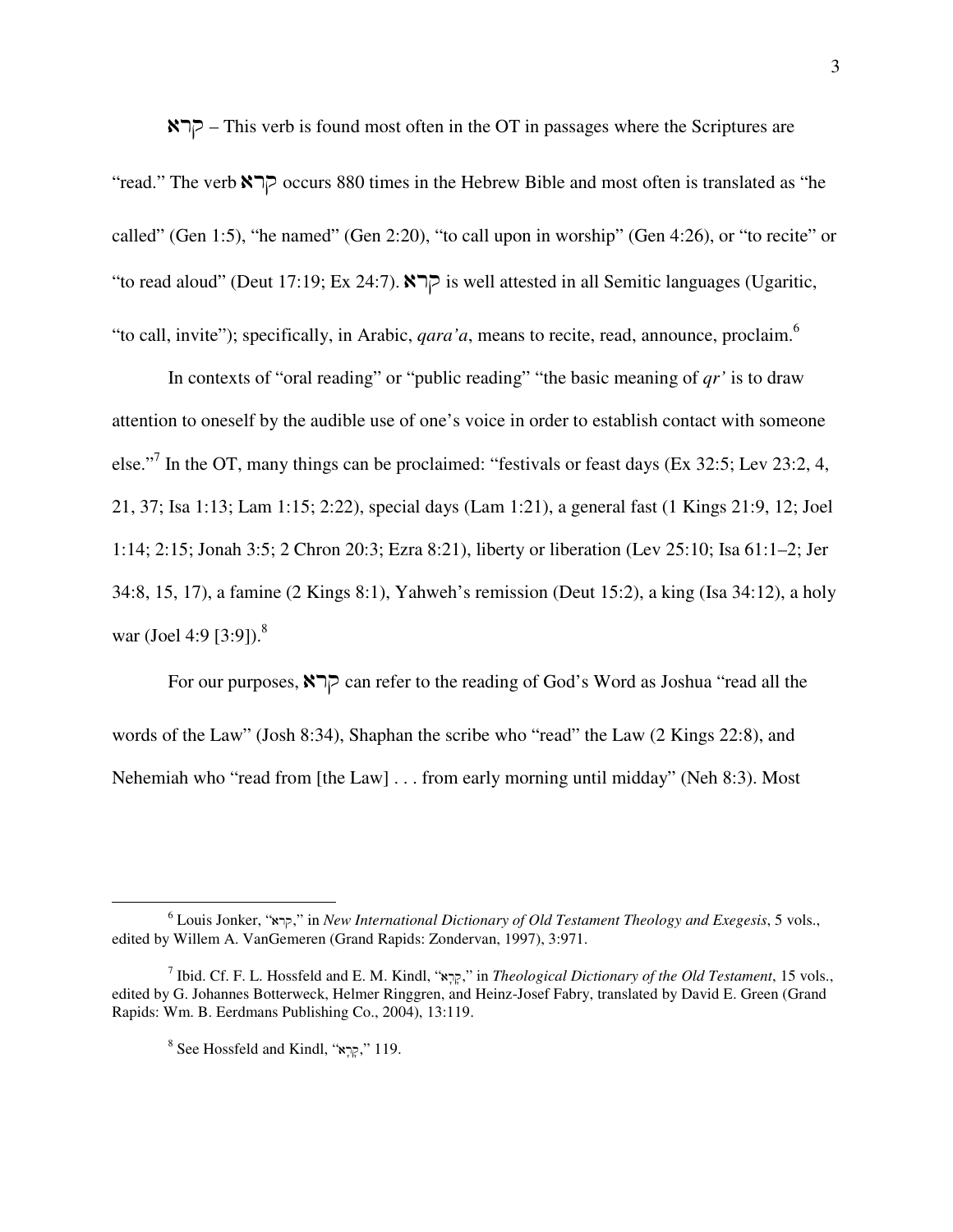קרא – This verb is found most often in the OT in passages where the Scriptures are "read." The verb קרא occurs 880 times in the Hebrew Bible and most often is translated as "he called" (Gen 1:5), "he named" (Gen 2:20), "to call upon in worship" (Gen 4:26), or "to recite" or "to read aloud" (Deut 17:19; Ex 24:7). קרא is well attested in all Semitic languages (Ugaritic, "to call, invite"); specifically, in Arabic, *qara'a*, means to recite, read, announce, proclaim.[6]

In contexts of "oral reading" or "public reading" "the basic meaning of *qr'* is to draw attention to oneself by the audible use of one's voice in order to establish contact with someone else."[7] In the OT, many things can be proclaimed: "festivals or feast days (Ex 32:5; Lev 23:2, 4, 21, 37; Isa 1:13; Lam 1:15; 2:22), special days (Lam 1:21), a general fast (1 Kings 21:9, 12; Joel 1:14; 2:15; Jonah 3:5; 2 Chron 20:3; Ezra 8:21), liberty or liberation (Lev 25:10; Isa 61:1–2; Jer 34:8, 15, 17), a famine (2 Kings 8:1), Yahweh's remission (Deut 15:2), a king (Isa 34:12), a holy war (Joel 4:9 [3:9]).[8]

For our purposes, קרא can refer to the reading of God's Word as Joshua "read all the words of the Law" (Josh 8:34), Shaphan the scribe who "read" the Law (2 Kings 22:8), and Nehemiah who "read from [the Law] . . . from early morning until midday" (Neh 8:3). Most

---

[6] Louis Jonker, "קרא," in *New International Dictionary of Old Testament Theology and Exegesis*, 5 vols., edited by Willem A. VanGemeren (Grand Rapids: Zondervan, 1997), 3:971.

[7] Ibid. Cf. F. L. Hossfeld and E. M. Kindl, "קָרָא," in *Theological Dictionary of the Old Testament*, 15 vols., edited by G. Johannes Botterweck, Helmer Ringgren, and Heinz-Josef Fabry, translated by David E. Green (Grand Rapids: Wm. B. Eerdmans Publishing Co., 2004), 13:119.

[8] See Hossfeld and Kindl, "קָרָא," 119.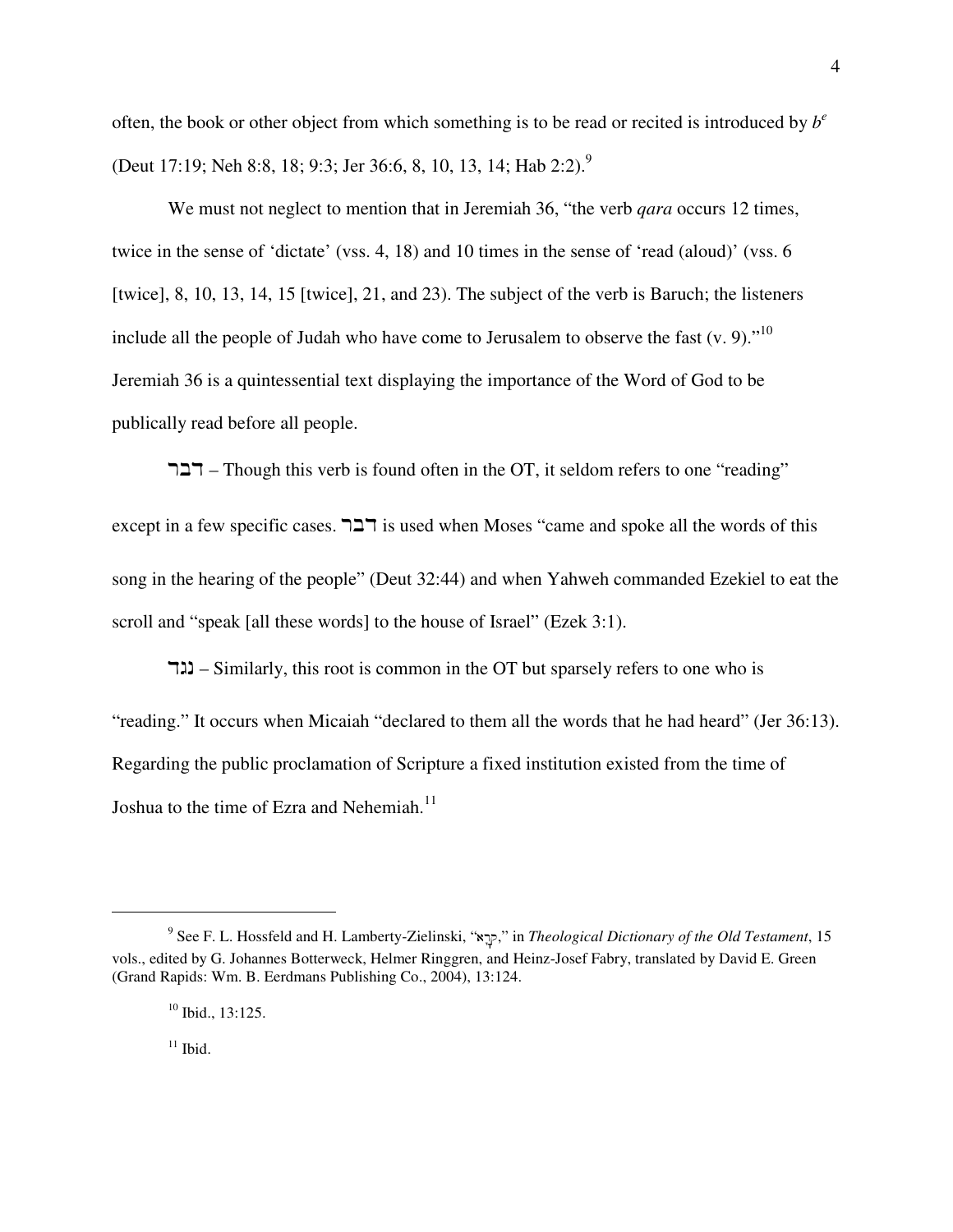often, the book or other object from which something is to be read or recited is introduced by $b^e$ (Deut 17:19; Neh 8:8, 18; 9:3; Jer 36:6, 8, 10, 13, 14; Hab 2:2).[9]

We must not neglect to mention that in Jeremiah 36, "the verb *qara* occurs 12 times, twice in the sense of 'dictate' (vss. 4, 18) and 10 times in the sense of 'read (aloud)' (vss. 6 [twice], 8, 10, 13, 14, 15 [twice], 21, and 23). The subject of the verb is Baruch; the listeners include all the people of Judah who have come to Jerusalem to observe the fast (v. 9)."[10] Jeremiah 36 is a quintessential text displaying the importance of the Word of God to be publically read before all people.

דבר – Though this verb is found often in the OT, it seldom refers to one "reading" except in a few specific cases. דבר is used when Moses "came and spoke all the words of this song in the hearing of the people" (Deut 32:44) and when Yahweh commanded Ezekiel to eat the scroll and "speak [all these words] to the house of Israel" (Ezek 3:1).

נגד – Similarly, this root is common in the OT but sparsely refers to one who is "reading." It occurs when Micaiah "declared to them all the words that he had heard" (Jer 36:13). Regarding the public proclamation of Scripture a fixed institution existed from the time of Joshua to the time of Ezra and Nehemiah.[11]

---

[9] See F. L. Hossfeld and H. Lamberty-Zielinski, "קָרָא," in *Theological Dictionary of the Old Testament*, 15 vols., edited by G. Johannes Botterweck, Helmer Ringgren, and Heinz-Josef Fabry, translated by David E. Green (Grand Rapids: Wm. B. Eerdmans Publishing Co., 2004), 13:124.

[10] Ibid., 13:125.

[11] Ibid.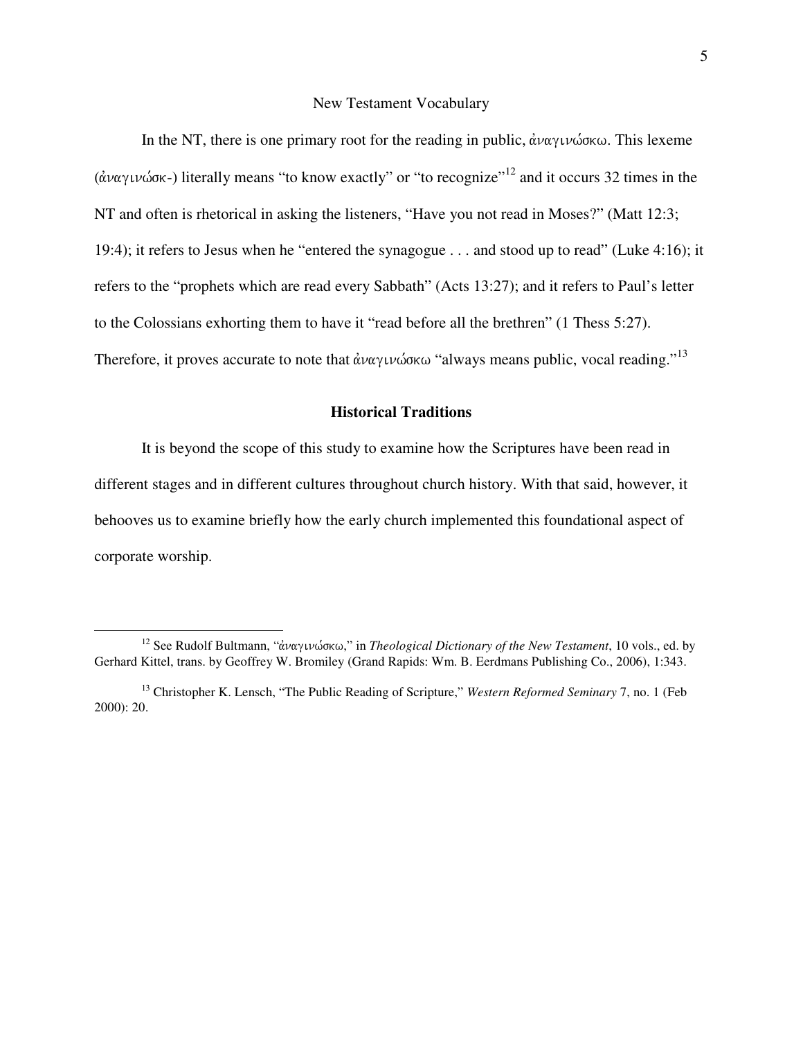## New Testament Vocabulary

In the NT, there is one primary root for the reading in public, ἀναγινώσκω. This lexeme (ἀναγινώσκ-) literally means "to know exactly" or "to recognize"[12] and it occurs 32 times in the NT and often is rhetorical in asking the listeners, "Have you not read in Moses?" (Matt 12:3; 19:4); it refers to Jesus when he "entered the synagogue . . . and stood up to read" (Luke 4:16); it refers to the "prophets which are read every Sabbath" (Acts 13:27); and it refers to Paul's letter to the Colossians exhorting them to have it "read before all the brethren" (1 Thess 5:27). Therefore, it proves accurate to note that ἀναγινώσκω "always means public, vocal reading."[13]

## Historical Traditions

It is beyond the scope of this study to examine how the Scriptures have been read in different stages and in different cultures throughout church history. With that said, however, it behooves us to examine briefly how the early church implemented this foundational aspect of corporate worship.

---

[12] See Rudolf Bultmann, "ἀναγινώσκω," in *Theological Dictionary of the New Testament*, 10 vols., ed. by Gerhard Kittel, trans. by Geoffrey W. Bromiley (Grand Rapids: Wm. B. Eerdmans Publishing Co., 2006), 1:343.

[13] Christopher K. Lensch, "The Public Reading of Scripture," *Western Reformed Seminary* 7, no. 1 (Feb 2000): 20.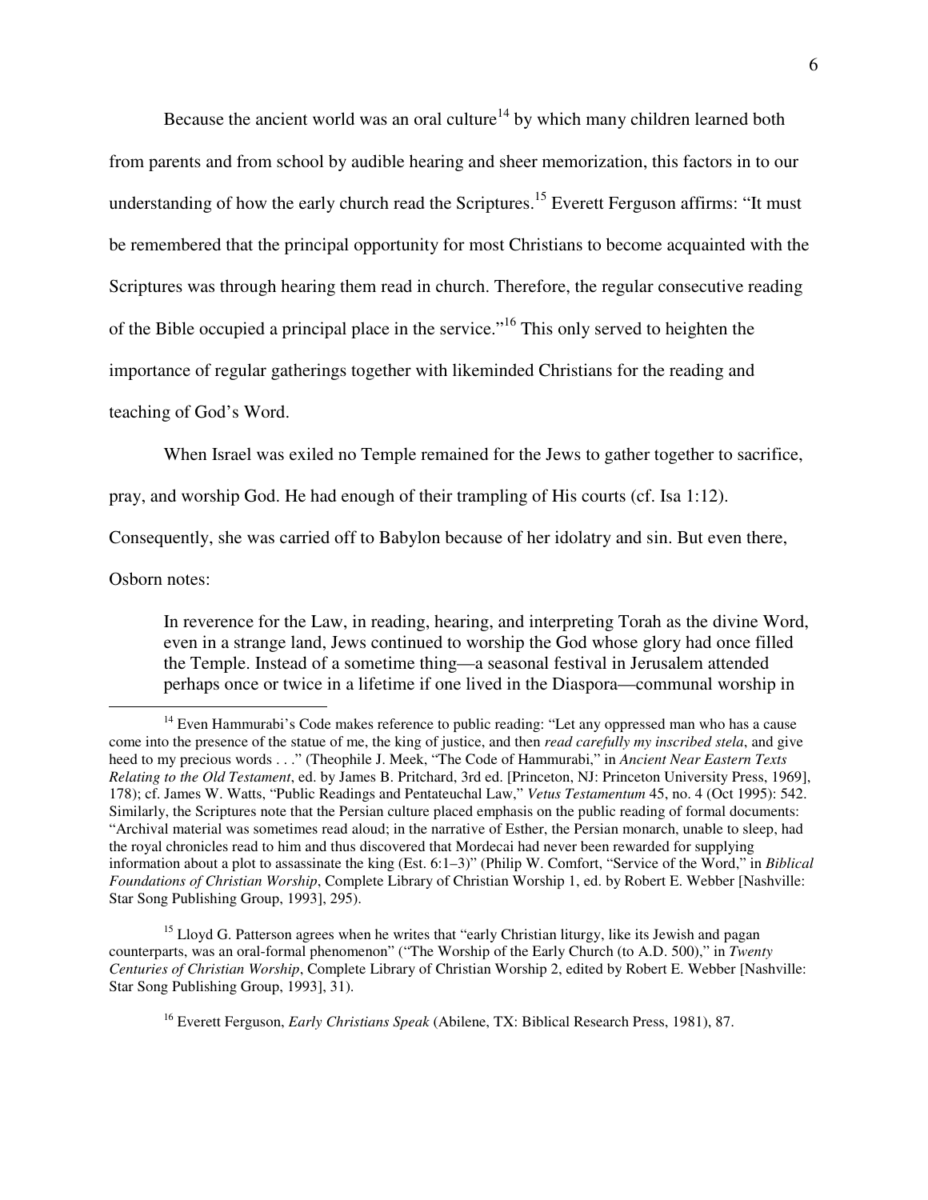Because the ancient world was an oral culture[14] by which many children learned both from parents and from school by audible hearing and sheer memorization, this factors in to our understanding of how the early church read the Scriptures.[15] Everett Ferguson affirms: "It must be remembered that the principal opportunity for most Christians to become acquainted with the Scriptures was through hearing them read in church. Therefore, the regular consecutive reading of the Bible occupied a principal place in the service."[16] This only served to heighten the importance of regular gatherings together with likeminded Christians for the reading and teaching of God's Word.

When Israel was exiled no Temple remained for the Jews to gather together to sacrifice, pray, and worship God. He had enough of their trampling of His courts (cf. Isa 1:12). Consequently, she was carried off to Babylon because of her idolatry and sin. But even there, Osborn notes:

> In reverence for the Law, in reading, hearing, and interpreting Torah as the divine Word, even in a strange land, Jews continued to worship the God whose glory had once filled the Temple. Instead of a sometime thing—a seasonal festival in Jerusalem attended perhaps once or twice in a lifetime if one lived in the Diaspora—communal worship in

---

[14] Even Hammurabi's Code makes reference to public reading: "Let any oppressed man who has a cause come into the presence of the statue of me, the king of justice, and then *read carefully my inscribed stela*, and give heed to my precious words . . ." (Theophile J. Meek, "The Code of Hammurabi," in *Ancient Near Eastern Texts Relating to the Old Testament*, ed. by James B. Pritchard, 3rd ed. [Princeton, NJ: Princeton University Press, 1969], 178); cf. James W. Watts, "Public Readings and Pentateuchal Law," *Vetus Testamentum* 45, no. 4 (Oct 1995): 542. Similarly, the Scriptures note that the Persian culture placed emphasis on the public reading of formal documents: "Archival material was sometimes read aloud; in the narrative of Esther, the Persian monarch, unable to sleep, had the royal chronicles read to him and thus discovered that Mordecai had never been rewarded for supplying information about a plot to assassinate the king (Est. 6:1–3)" (Philip W. Comfort, "Service of the Word," in *Biblical Foundations of Christian Worship*, Complete Library of Christian Worship 1, ed. by Robert E. Webber [Nashville: Star Song Publishing Group, 1993], 295).

[15] Lloyd G. Patterson agrees when he writes that "early Christian liturgy, like its Jewish and pagan counterparts, was an oral-formal phenomenon" ("The Worship of the Early Church (to A.D. 500)," in *Twenty Centuries of Christian Worship*, Complete Library of Christian Worship 2, edited by Robert E. Webber [Nashville: Star Song Publishing Group, 1993], 31).

[16] Everett Ferguson, *Early Christians Speak* (Abilene, TX: Biblical Research Press, 1981), 87.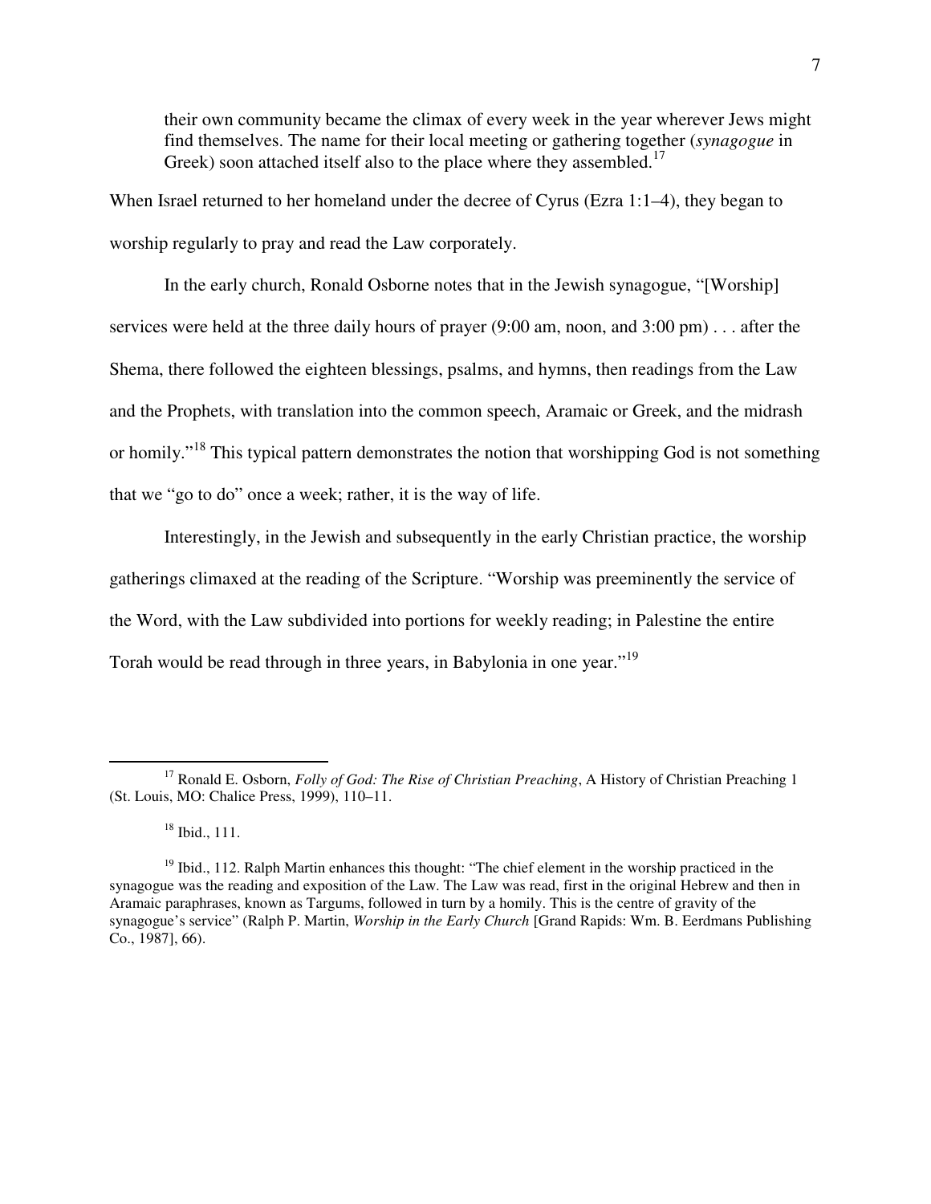> their own community became the climax of every week in the year wherever Jews might find themselves. The name for their local meeting or gathering together (*synagogue* in Greek) soon attached itself also to the place where they assembled.[17]

When Israel returned to her homeland under the decree of Cyrus (Ezra 1:1–4), they began to worship regularly to pray and read the Law corporately.

In the early church, Ronald Osborne notes that in the Jewish synagogue, "[Worship] services were held at the three daily hours of prayer (9:00 am, noon, and 3:00 pm) . . . after the Shema, there followed the eighteen blessings, psalms, and hymns, then readings from the Law and the Prophets, with translation into the common speech, Aramaic or Greek, and the midrash or homily."[18] This typical pattern demonstrates the notion that worshipping God is not something that we "go to do" once a week; rather, it is the way of life.

Interestingly, in the Jewish and subsequently in the early Christian practice, the worship gatherings climaxed at the reading of the Scripture. "Worship was preeminently the service of the Word, with the Law subdivided into portions for weekly reading; in Palestine the entire Torah would be read through in three years, in Babylonia in one year."[19]

---

[17] Ronald E. Osborn, *Folly of God: The Rise of Christian Preaching*, A History of Christian Preaching 1 (St. Louis, MO: Chalice Press, 1999), 110–11.

[18] Ibid., 111.

[19] Ibid., 112. Ralph Martin enhances this thought: "The chief element in the worship practiced in the synagogue was the reading and exposition of the Law. The Law was read, first in the original Hebrew and then in Aramaic paraphrases, known as Targums, followed in turn by a homily. This is the centre of gravity of the synagogue's service" (Ralph P. Martin, *Worship in the Early Church* [Grand Rapids: Wm. B. Eerdmans Publishing Co., 1987], 66).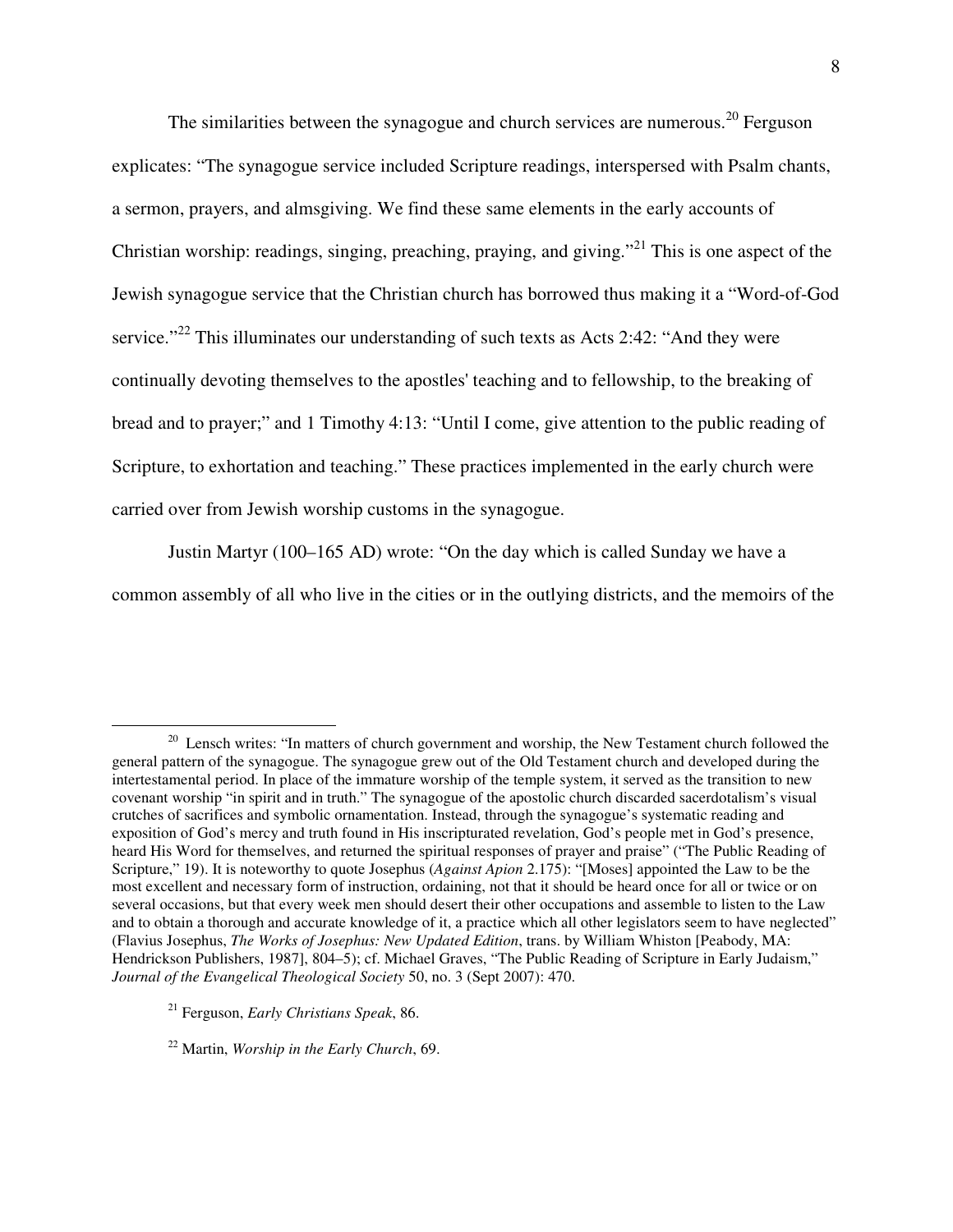The similarities between the synagogue and church services are numerous.[20] Ferguson explicates: "The synagogue service included Scripture readings, interspersed with Psalm chants, a sermon, prayers, and almsgiving. We find these same elements in the early accounts of Christian worship: readings, singing, preaching, praying, and giving."[21] This is one aspect of the Jewish synagogue service that the Christian church has borrowed thus making it a "Word-of-God service."[22] This illuminates our understanding of such texts as Acts 2:42: "And they were continually devoting themselves to the apostles' teaching and to fellowship, to the breaking of bread and to prayer;" and 1 Timothy 4:13: "Until I come, give attention to the public reading of Scripture, to exhortation and teaching." These practices implemented in the early church were carried over from Jewish worship customs in the synagogue.

Justin Martyr (100–165 AD) wrote: "On the day which is called Sunday we have a common assembly of all who live in the cities or in the outlying districts, and the memoirs of the

---

[20] Lensch writes: "In matters of church government and worship, the New Testament church followed the general pattern of the synagogue. The synagogue grew out of the Old Testament church and developed during the intertestamental period. In place of the immature worship of the temple system, it served as the transition to new covenant worship "in spirit and in truth." The synagogue of the apostolic church discarded sacerdotalism's visual crutches of sacrifices and symbolic ornamentation. Instead, through the synagogue's systematic reading and exposition of God's mercy and truth found in His inscripturated revelation, God's people met in God's presence, heard His Word for themselves, and returned the spiritual responses of prayer and praise" ("The Public Reading of Scripture," 19). It is noteworthy to quote Josephus (*Against Apion* 2.175): "[Moses] appointed the Law to be the most excellent and necessary form of instruction, ordaining, not that it should be heard once for all or twice or on several occasions, but that every week men should desert their other occupations and assemble to listen to the Law and to obtain a thorough and accurate knowledge of it, a practice which all other legislators seem to have neglected" (Flavius Josephus, *The Works of Josephus: New Updated Edition*, trans. by William Whiston [Peabody, MA: Hendrickson Publishers, 1987], 804–5); cf. Michael Graves, "The Public Reading of Scripture in Early Judaism," *Journal of the Evangelical Theological Society* 50, no. 3 (Sept 2007): 470.

[21] Ferguson, *Early Christians Speak*, 86.

[22] Martin, *Worship in the Early Church*, 69.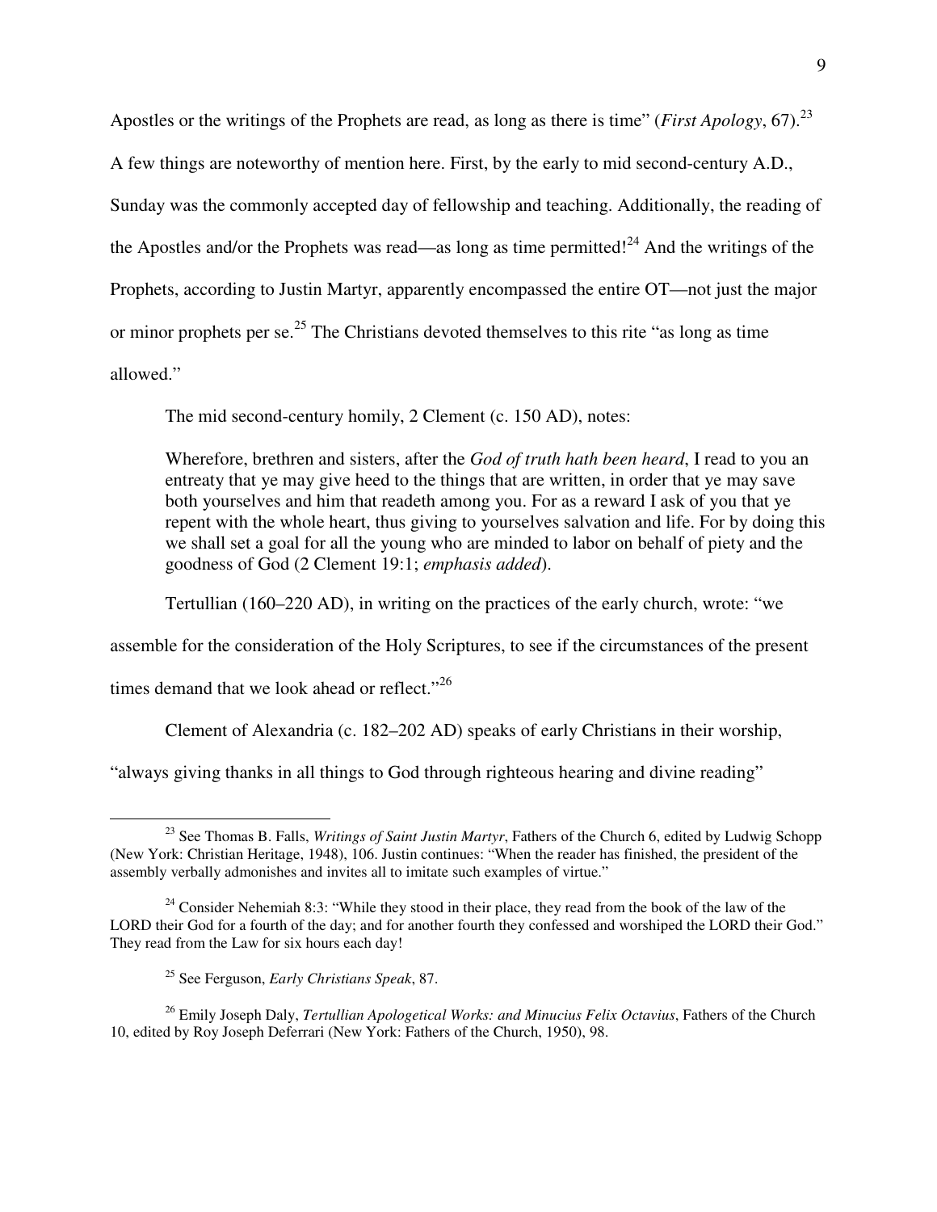Apostles or the writings of the Prophets are read, as long as there is time" (*First Apology*, 67).[23] A few things are noteworthy of mention here. First, by the early to mid second-century A.D., Sunday was the commonly accepted day of fellowship and teaching. Additionally, the reading of the Apostles and/or the Prophets was read—as long as time permitted![24] And the writings of the Prophets, according to Justin Martyr, apparently encompassed the entire OT—not just the major or minor prophets per se.[25] The Christians devoted themselves to this rite "as long as time allowed."

The mid second-century homily, 2 Clement (c. 150 AD), notes:

> Wherefore, brethren and sisters, after the *God of truth hath been heard*, I read to you an entreaty that ye may give heed to the things that are written, in order that ye may save both yourselves and him that readeth among you. For as a reward I ask of you that ye repent with the whole heart, thus giving to yourselves salvation and life. For by doing this we shall set a goal for all the young who are minded to labor on behalf of piety and the goodness of God (2 Clement 19:1; *emphasis added*).

Tertullian (160–220 AD), in writing on the practices of the early church, wrote: "we assemble for the consideration of the Holy Scriptures, to see if the circumstances of the present times demand that we look ahead or reflect."[26]

Clement of Alexandria (c. 182–202 AD) speaks of early Christians in their worship, "always giving thanks in all things to God through righteous hearing and divine reading"

---

[23] See Thomas B. Falls, *Writings of Saint Justin Martyr*, Fathers of the Church 6, edited by Ludwig Schopp (New York: Christian Heritage, 1948), 106. Justin continues: "When the reader has finished, the president of the assembly verbally admonishes and invites all to imitate such examples of virtue."

[24] Consider Nehemiah 8:3: "While they stood in their place, they read from the book of the law of the LORD their God for a fourth of the day; and for another fourth they confessed and worshiped the LORD their God." They read from the Law for six hours each day!

[25] See Ferguson, *Early Christians Speak*, 87.

[26] Emily Joseph Daly, *Tertullian Apologetical Works: and Minucius Felix Octavius*, Fathers of the Church 10, edited by Roy Joseph Deferrari (New York: Fathers of the Church, 1950), 98.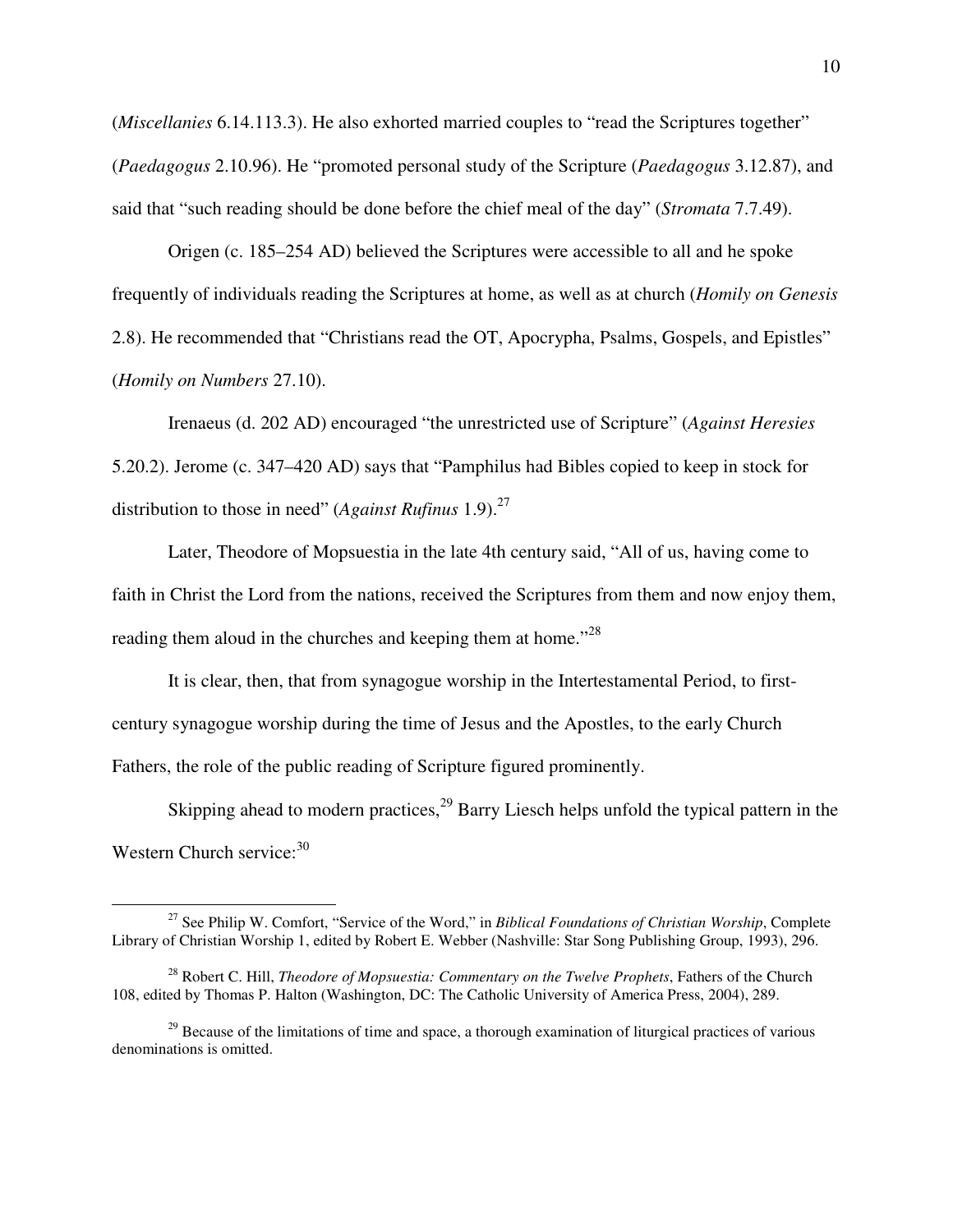(*Miscellanies* 6.14.113.3). He also exhorted married couples to "read the Scriptures together" (*Paedagogus* 2.10.96). He "promoted personal study of the Scripture (*Paedagogus* 3.12.87), and said that "such reading should be done before the chief meal of the day" (*Stromata* 7.7.49).

Origen (c. 185–254 AD) believed the Scriptures were accessible to all and he spoke frequently of individuals reading the Scriptures at home, as well as at church (*Homily on Genesis* 2.8). He recommended that "Christians read the OT, Apocrypha, Psalms, Gospels, and Epistles" (*Homily on Numbers* 27.10).

Irenaeus (d. 202 AD) encouraged "the unrestricted use of Scripture" (*Against Heresies* 5.20.2). Jerome (c. 347–420 AD) says that "Pamphilus had Bibles copied to keep in stock for distribution to those in need" (*Against Rufinus* 1.9).[27]

Later, Theodore of Mopsuestia in the late 4th century said, "All of us, having come to faith in Christ the Lord from the nations, received the Scriptures from them and now enjoy them, reading them aloud in the churches and keeping them at home."[28]

It is clear, then, that from synagogue worship in the Intertestamental Period, to first-century synagogue worship during the time of Jesus and the Apostles, to the early Church Fathers, the role of the public reading of Scripture figured prominently.

Skipping ahead to modern practices,[29] Barry Liesch helps unfold the typical pattern in the Western Church service:[30]

---

[27] See Philip W. Comfort, "Service of the Word," in *Biblical Foundations of Christian Worship*, Complete Library of Christian Worship 1, edited by Robert E. Webber (Nashville: Star Song Publishing Group, 1993), 296.

[28] Robert C. Hill, *Theodore of Mopsuestia: Commentary on the Twelve Prophets*, Fathers of the Church 108, edited by Thomas P. Halton (Washington, DC: The Catholic University of America Press, 2004), 289.

[29] Because of the limitations of time and space, a thorough examination of liturgical practices of various denominations is omitted.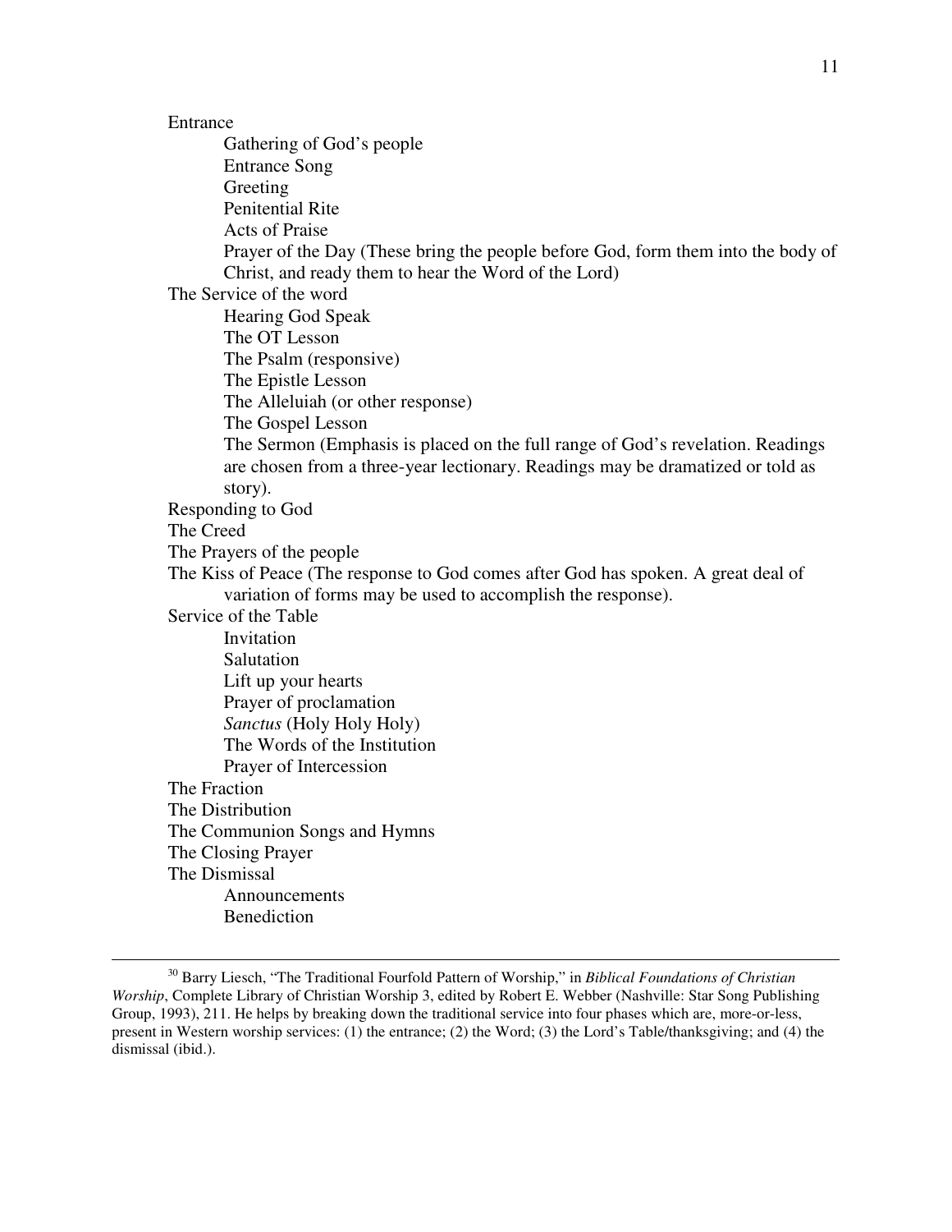Entrance
- Gathering of God's people
- Entrance Song
- Greeting
- Penitential Rite
- Acts of Praise
- Prayer of the Day (These bring the people before God, form them into the body of Christ, and ready them to hear the Word of the Lord)

The Service of the word
- Hearing God Speak
- The OT Lesson
- The Psalm (responsive)
- The Epistle Lesson
- The Alleluiah (or other response)
- The Gospel Lesson
- The Sermon (Emphasis is placed on the full range of God's revelation. Readings are chosen from a three-year lectionary. Readings may be dramatized or told as story).

Responding to God

The Creed

The Prayers of the people

The Kiss of Peace (The response to God comes after God has spoken. A great deal of variation of forms may be used to accomplish the response).

Service of the Table
- Invitation
- Salutation
- Lift up your hearts
- Prayer of proclamation
- *Sanctus* (Holy Holy Holy)
- The Words of the Institution
- Prayer of Intercession

The Fraction

The Distribution

The Communion Songs and Hymns

The Closing Prayer

The Dismissal
- Announcements
- Benediction

---

[30] Barry Liesch, "The Traditional Fourfold Pattern of Worship," in *Biblical Foundations of Christian Worship*, Complete Library of Christian Worship 3, edited by Robert E. Webber (Nashville: Star Song Publishing Group, 1993), 211. He helps by breaking down the traditional service into four phases which are, more-or-less, present in Western worship services: (1) the entrance; (2) the Word; (3) the Lord's Table/thanksgiving; and (4) the dismissal (ibid.).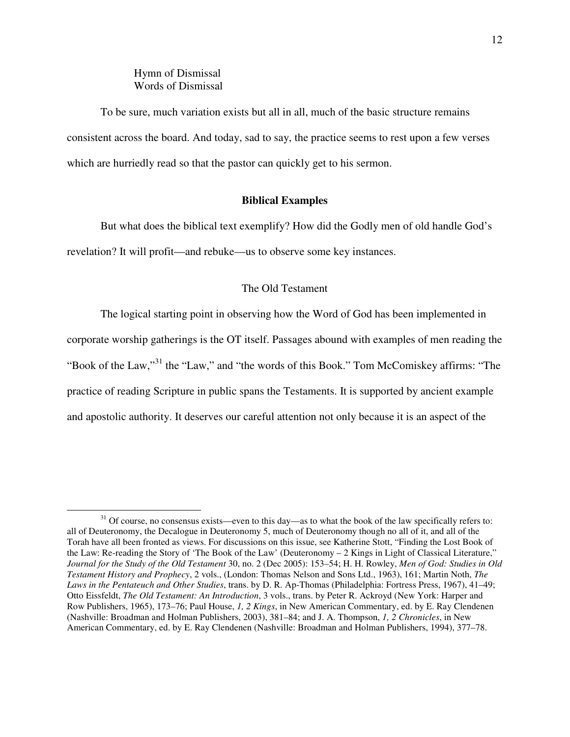Hymn of Dismissal
Words of Dismissal

To be sure, much variation exists but all in all, much of the basic structure remains consistent across the board. And today, sad to say, the practice seems to rest upon a few verses which are hurriedly read so that the pastor can quickly get to his sermon.

## Biblical Examples

But what does the biblical text exemplify? How did the Godly men of old handle God's revelation? It will profit—and rebuke—us to observe some key instances.

### The Old Testament

The logical starting point in observing how the Word of God has been implemented in corporate worship gatherings is the OT itself. Passages abound with examples of men reading the "Book of the Law,"[31] the "Law," and "the words of this Book." Tom McComiskey affirms: "The practice of reading Scripture in public spans the Testaments. It is supported by ancient example and apostolic authority. It deserves our careful attention not only because it is an aspect of the

---

[31] Of course, no consensus exists—even to this day—as to what the book of the law specifically refers to: all of Deuteronomy, the Decalogue in Deuteronomy 5, much of Deuteronomy though no all of it, and all of the Torah have all been fronted as views. For discussions on this issue, see Katherine Stott, "Finding the Lost Book of the Law: Re-reading the Story of 'The Book of the Law' (Deuteronomy – 2 Kings in Light of Classical Literature," *Journal for the Study of the Old Testament* 30, no. 2 (Dec 2005): 153–54; H. H. Rowley, *Men of God: Studies in Old Testament History and Prophecy*, 2 vols., (London: Thomas Nelson and Sons Ltd., 1963), 161; Martin Noth, *The Laws in the Pentateuch and Other Studies*, trans. by D. R. Ap-Thomas (Philadelphia: Fortress Press, 1967), 41–49; Otto Eissfeldt, *The Old Testament: An Introduction*, 3 vols., trans. by Peter R. Ackroyd (New York: Harper and Row Publishers, 1965), 173–76; Paul House, *1, 2 Kings*, in New American Commentary, ed. by E. Ray Clendenen (Nashville: Broadman and Holman Publishers, 2003), 381–84; and J. A. Thompson, *1, 2 Chronicles*, in New American Commentary, ed. by E. Ray Clendenen (Nashville: Broadman and Holman Publishers, 1994), 377–78.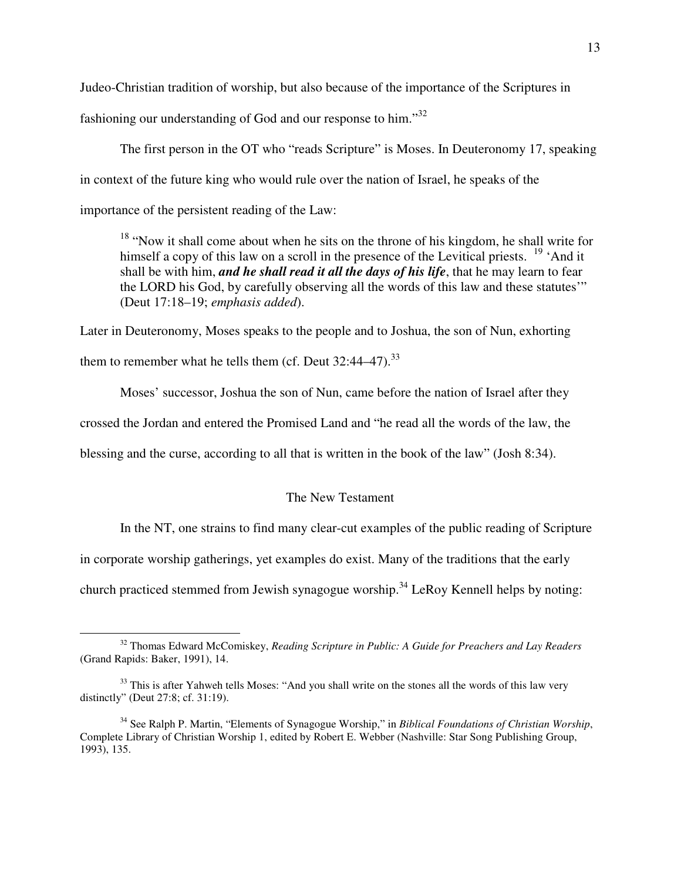Judeo-Christian tradition of worship, but also because of the importance of the Scriptures in fashioning our understanding of God and our response to him."[32]

The first person in the OT who "reads Scripture" is Moses. In Deuteronomy 17, speaking in context of the future king who would rule over the nation of Israel, he speaks of the importance of the persistent reading of the Law:

> [18] "Now it shall come about when he sits on the throne of his kingdom, he shall write for himself a copy of this law on a scroll in the presence of the Levitical priests. [19] 'And it shall be with him, ***and he shall read it all the days of his life***, that he may learn to fear the LORD his God, by carefully observing all the words of this law and these statutes'" (Deut 17:18–19; *emphasis added*).

Later in Deuteronomy, Moses speaks to the people and to Joshua, the son of Nun, exhorting them to remember what he tells them (cf. Deut 32:44–47).[33]

Moses' successor, Joshua the son of Nun, came before the nation of Israel after they crossed the Jordan and entered the Promised Land and "he read all the words of the law, the blessing and the curse, according to all that is written in the book of the law" (Josh 8:34).

### The New Testament

In the NT, one strains to find many clear-cut examples of the public reading of Scripture in corporate worship gatherings, yet examples do exist. Many of the traditions that the early church practiced stemmed from Jewish synagogue worship.[34] LeRoy Kennell helps by noting:

---

[32] Thomas Edward McComiskey, *Reading Scripture in Public: A Guide for Preachers and Lay Readers* (Grand Rapids: Baker, 1991), 14.

[33] This is after Yahweh tells Moses: "And you shall write on the stones all the words of this law very distinctly" (Deut 27:8; cf. 31:19).

[34] See Ralph P. Martin, "Elements of Synagogue Worship," in *Biblical Foundations of Christian Worship*, Complete Library of Christian Worship 1, edited by Robert E. Webber (Nashville: Star Song Publishing Group, 1993), 135.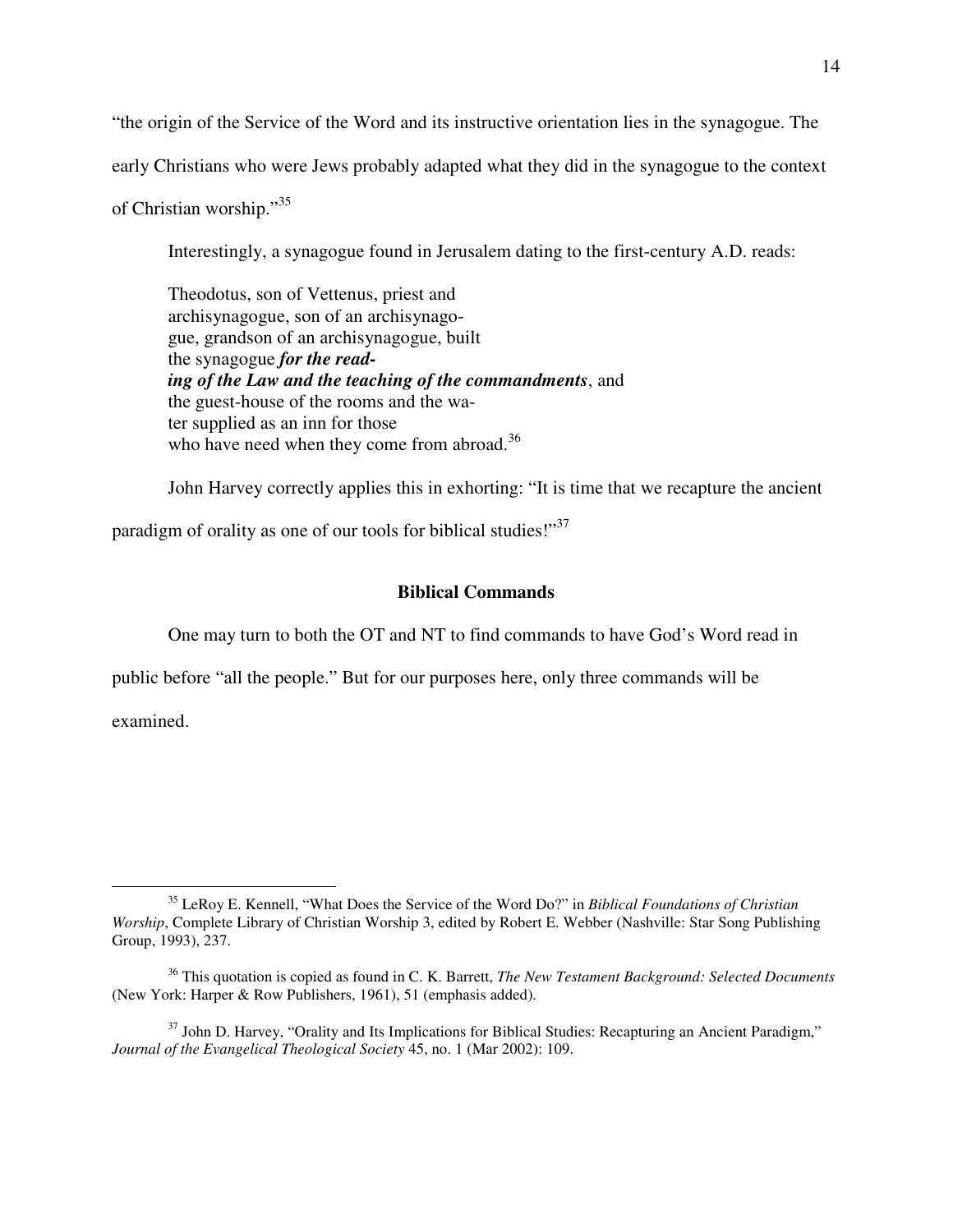"the origin of the Service of the Word and its instructive orientation lies in the synagogue. The early Christians who were Jews probably adapted what they did in the synagogue to the context of Christian worship."[35]

Interestingly, a synagogue found in Jerusalem dating to the first-century A.D. reads:

> Theodotus, son of Vettenus, priest and
> archisynagogue, son of an archisynago-
> gue, grandson of an archisynagogue, built
> the synagogue ***for the read-***
> ***ing of the Law and the teaching of the commandments***, and
> the guest-house of the rooms and the wa-
> ter supplied as an inn for those
> who have need when they come from abroad.[36]

John Harvey correctly applies this in exhorting: "It is time that we recapture the ancient paradigm of orality as one of our tools for biblical studies!"[37]

## Biblical Commands

One may turn to both the OT and NT to find commands to have God's Word read in public before "all the people." But for our purposes here, only three commands will be examined.

---

[35] LeRoy E. Kennell, "What Does the Service of the Word Do?" in *Biblical Foundations of Christian Worship*, Complete Library of Christian Worship 3, edited by Robert E. Webber (Nashville: Star Song Publishing Group, 1993), 237.

[36] This quotation is copied as found in C. K. Barrett, *The New Testament Background: Selected Documents* (New York: Harper & Row Publishers, 1961), 51 (emphasis added).

[37] John D. Harvey, "Orality and Its Implications for Biblical Studies: Recapturing an Ancient Paradigm," *Journal of the Evangelical Theological Society* 45, no. 1 (Mar 2002): 109.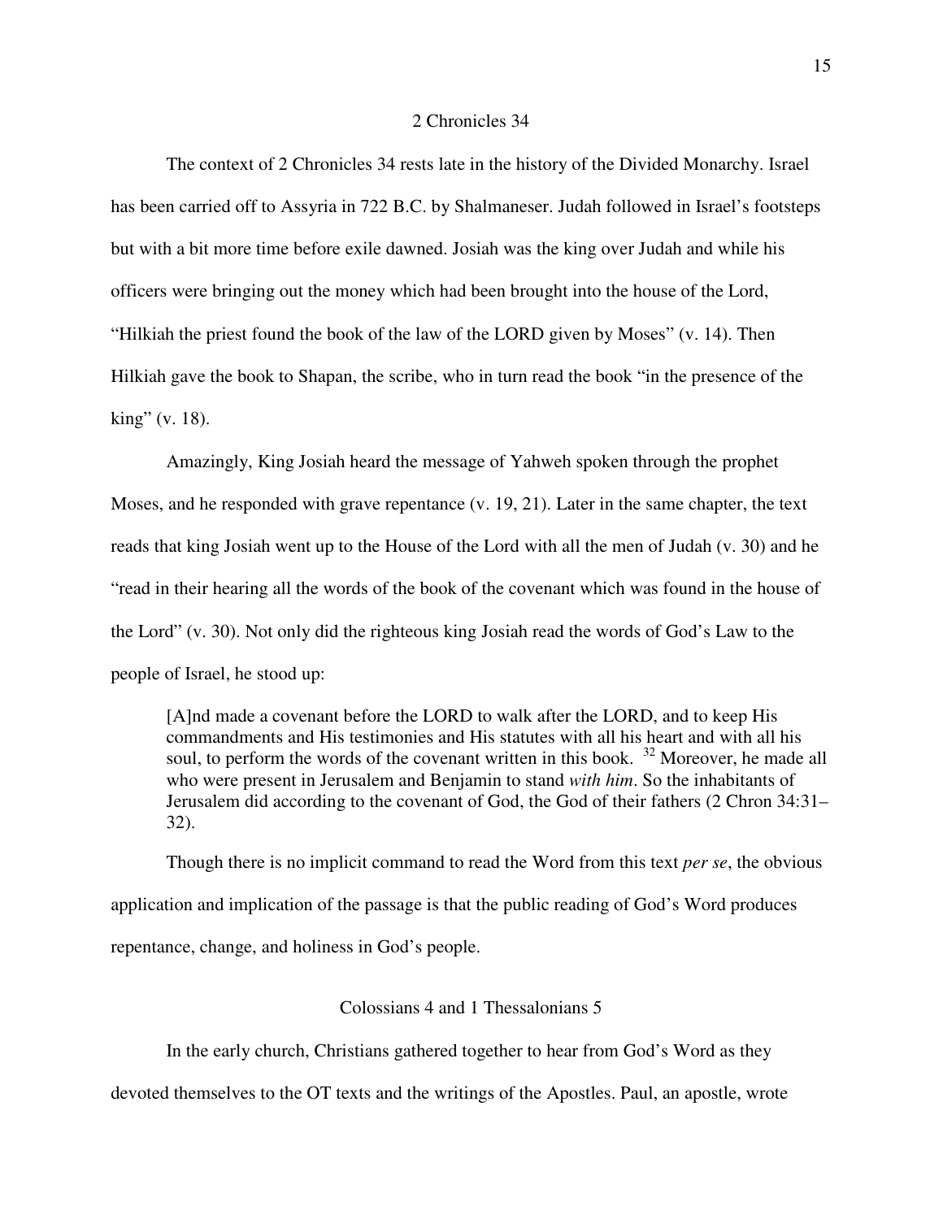## 2 Chronicles 34

The context of 2 Chronicles 34 rests late in the history of the Divided Monarchy. Israel has been carried off to Assyria in 722 B.C. by Shalmaneser. Judah followed in Israel's footsteps but with a bit more time before exile dawned. Josiah was the king over Judah and while his officers were bringing out the money which had been brought into the house of the Lord, "Hilkiah the priest found the book of the law of the LORD given by Moses" (v. 14). Then Hilkiah gave the book to Shapan, the scribe, who in turn read the book "in the presence of the king" (v. 18).

Amazingly, King Josiah heard the message of Yahweh spoken through the prophet Moses, and he responded with grave repentance (v. 19, 21). Later in the same chapter, the text reads that king Josiah went up to the House of the Lord with all the men of Judah (v. 30) and he "read in their hearing all the words of the book of the covenant which was found in the house of the Lord" (v. 30). Not only did the righteous king Josiah read the words of God's Law to the people of Israel, he stood up:

> [A]nd made a covenant before the LORD to walk after the LORD, and to keep His commandments and His testimonies and His statutes with all his heart and with all his soul, to perform the words of the covenant written in this book. [32] Moreover, he made all who were present in Jerusalem and Benjamin to stand *with him*. So the inhabitants of Jerusalem did according to the covenant of God, the God of their fathers (2 Chron 34:31–32).

Though there is no implicit command to read the Word from this text *per se*, the obvious application and implication of the passage is that the public reading of God's Word produces repentance, change, and holiness in God's people.

## Colossians 4 and 1 Thessalonians 5

In the early church, Christians gathered together to hear from God's Word as they devoted themselves to the OT texts and the writings of the Apostles. Paul, an apostle, wrote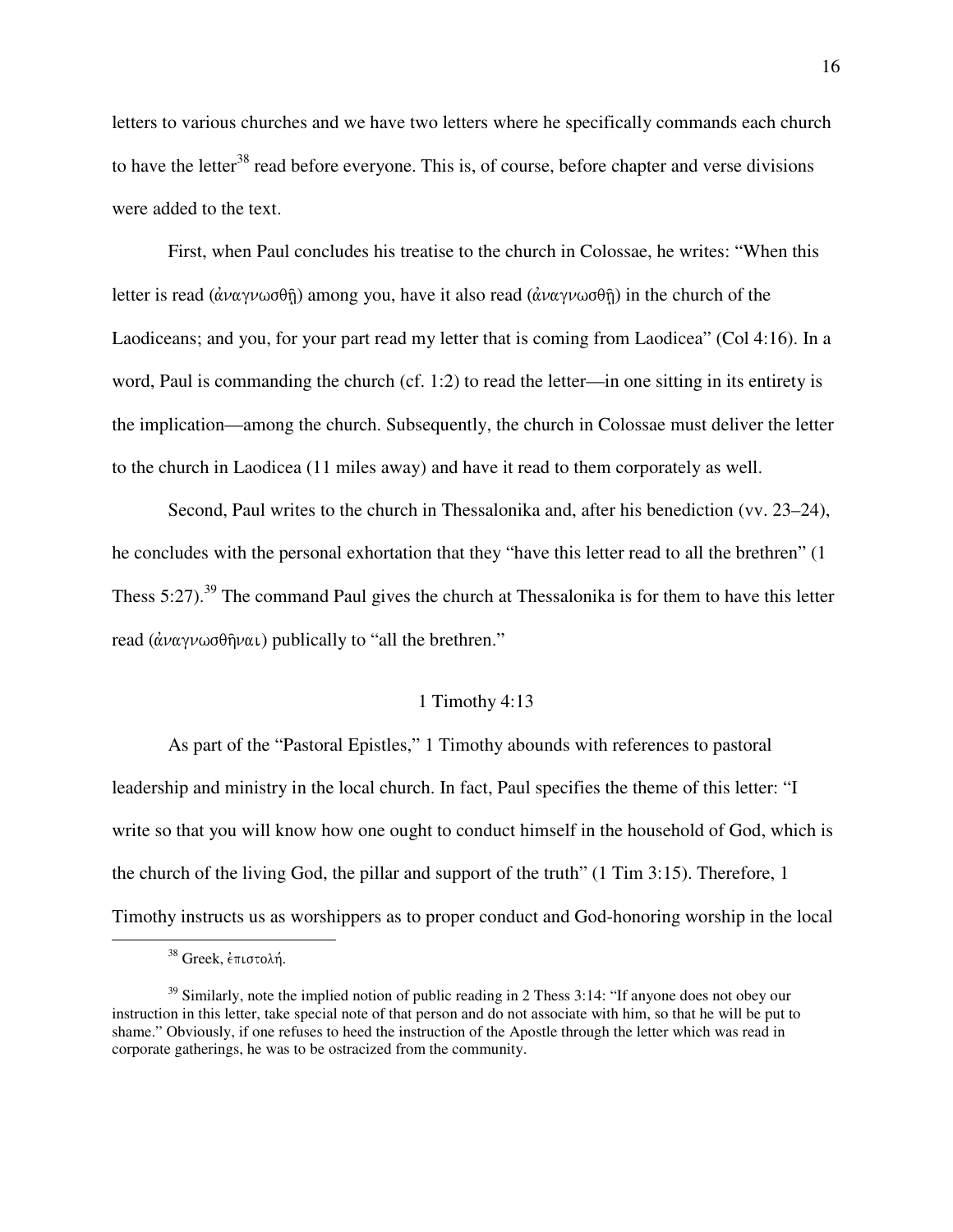letters to various churches and we have two letters where he specifically commands each church to have the letter[38] read before everyone. This is, of course, before chapter and verse divisions were added to the text.

First, when Paul concludes his treatise to the church in Colossae, he writes: "When this letter is read (ἀναγνωσθῇ) among you, have it also read (ἀναγνωσθῇ) in the church of the Laodiceans; and you, for your part read my letter that is coming from Laodicea" (Col 4:16). In a word, Paul is commanding the church (cf. 1:2) to read the letter—in one sitting in its entirety is the implication—among the church. Subsequently, the church in Colossae must deliver the letter to the church in Laodicea (11 miles away) and have it read to them corporately as well.

Second, Paul writes to the church in Thessalonika and, after his benediction (vv. 23–24), he concludes with the personal exhortation that they "have this letter read to all the brethren" (1 Thess 5:27).[39] The command Paul gives the church at Thessalonika is for them to have this letter read (ἀναγνωσθῆναι) publically to "all the brethren."

## 1 Timothy 4:13

As part of the "Pastoral Epistles," 1 Timothy abounds with references to pastoral leadership and ministry in the local church. In fact, Paul specifies the theme of this letter: "I write so that you will know how one ought to conduct himself in the household of God, which is the church of the living God, the pillar and support of the truth" (1 Tim 3:15). Therefore, 1 Timothy instructs us as worshippers as to proper conduct and God-honoring worship in the local

---

[38] Greek, ἐπιστολή.

[39] Similarly, note the implied notion of public reading in 2 Thess 3:14: "If anyone does not obey our instruction in this letter, take special note of that person and do not associate with him, so that he will be put to shame." Obviously, if one refuses to heed the instruction of the Apostle through the letter which was read in corporate gatherings, he was to be ostracized from the community.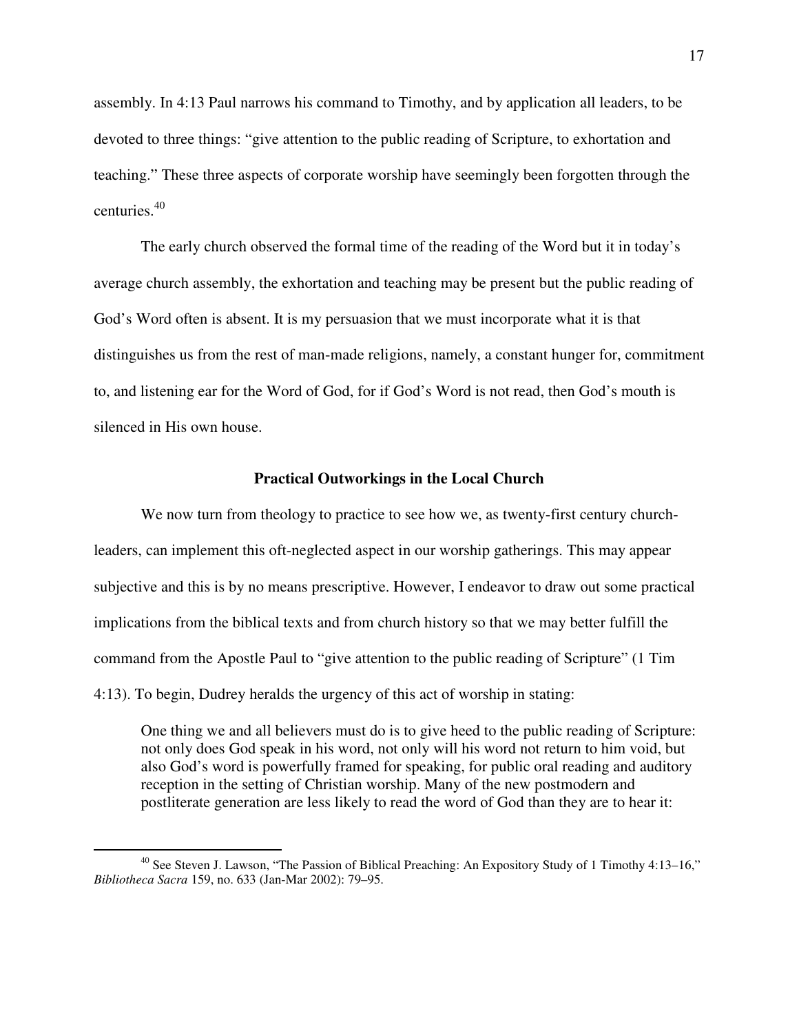assembly. In 4:13 Paul narrows his command to Timothy, and by application all leaders, to be devoted to three things: "give attention to the public reading of Scripture, to exhortation and teaching." These three aspects of corporate worship have seemingly been forgotten through the centuries.[40]

The early church observed the formal time of the reading of the Word but it in today's average church assembly, the exhortation and teaching may be present but the public reading of God's Word often is absent. It is my persuasion that we must incorporate what it is that distinguishes us from the rest of man-made religions, namely, a constant hunger for, commitment to, and listening ear for the Word of God, for if God's Word is not read, then God's mouth is silenced in His own house.

### Practical Outworkings in the Local Church

We now turn from theology to practice to see how we, as twenty-first century church-leaders, can implement this oft-neglected aspect in our worship gatherings. This may appear subjective and this is by no means prescriptive. However, I endeavor to draw out some practical implications from the biblical texts and from church history so that we may better fulfill the command from the Apostle Paul to "give attention to the public reading of Scripture" (1 Tim 4:13). To begin, Dudrey heralds the urgency of this act of worship in stating:

> One thing we and all believers must do is to give heed to the public reading of Scripture: not only does God speak in his word, not only will his word not return to him void, but also God's word is powerfully framed for speaking, for public oral reading and auditory reception in the setting of Christian worship. Many of the new postmodern and postliterate generation are less likely to read the word of God than they are to hear it:

---

[40] See Steven J. Lawson, "The Passion of Biblical Preaching: An Expository Study of 1 Timothy 4:13–16," *Bibliotheca Sacra* 159, no. 633 (Jan-Mar 2002): 79–95.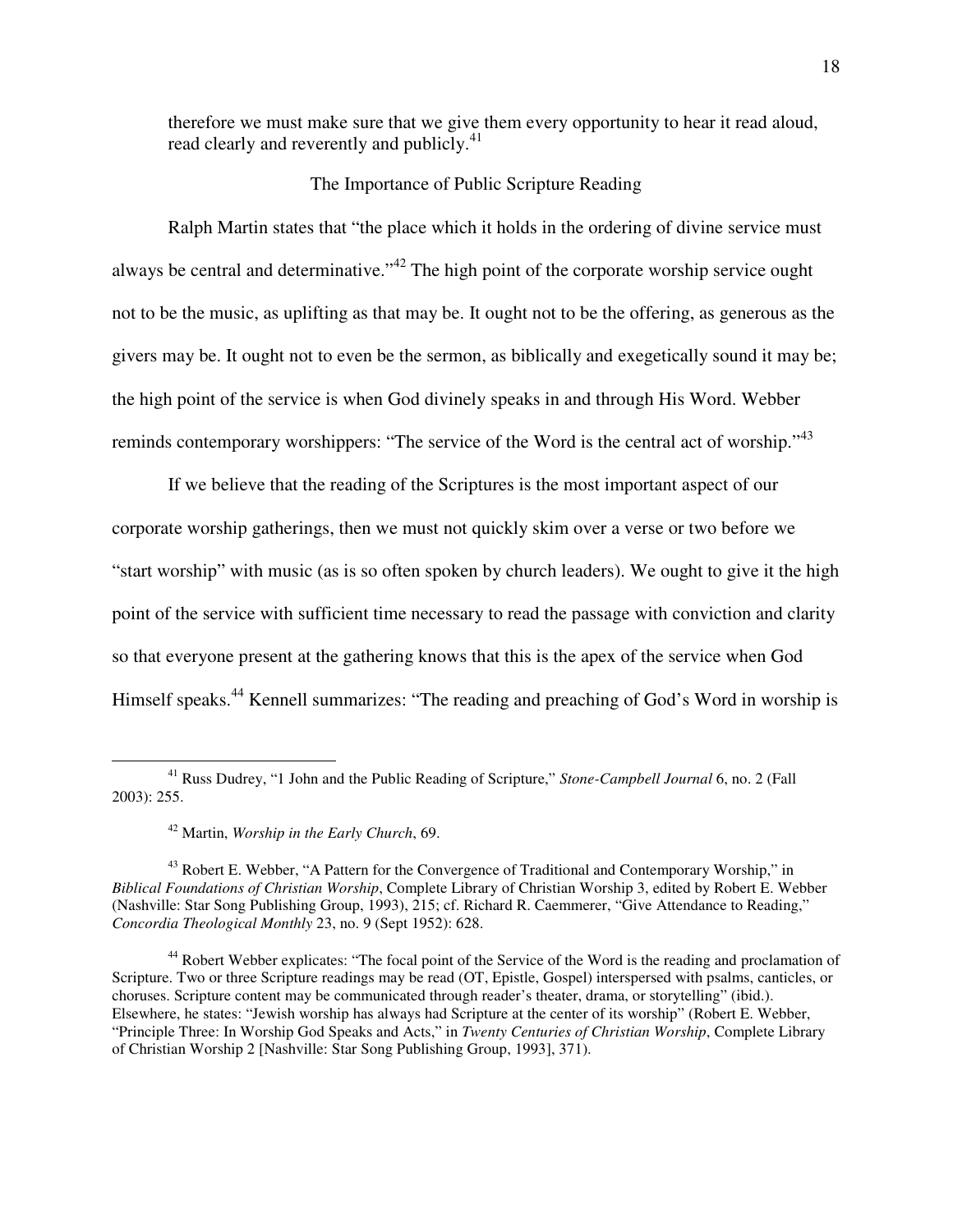therefore we must make sure that we give them every opportunity to hear it read aloud, read clearly and reverently and publicly.[41]

## The Importance of Public Scripture Reading

Ralph Martin states that "the place which it holds in the ordering of divine service must always be central and determinative."[42] The high point of the corporate worship service ought not to be the music, as uplifting as that may be. It ought not to be the offering, as generous as the givers may be. It ought not to even be the sermon, as biblically and exegetically sound it may be; the high point of the service is when God divinely speaks in and through His Word. Webber reminds contemporary worshippers: "The service of the Word is the central act of worship."[43]

If we believe that the reading of the Scriptures is the most important aspect of our corporate worship gatherings, then we must not quickly skim over a verse or two before we "start worship" with music (as is so often spoken by church leaders). We ought to give it the high point of the service with sufficient time necessary to read the passage with conviction and clarity so that everyone present at the gathering knows that this is the apex of the service when God Himself speaks.[44] Kennell summarizes: "The reading and preaching of God's Word in worship is

---

[41] Russ Dudrey, "1 John and the Public Reading of Scripture," *Stone-Campbell Journal* 6, no. 2 (Fall 2003): 255.

[42] Martin, *Worship in the Early Church*, 69.

[43] Robert E. Webber, "A Pattern for the Convergence of Traditional and Contemporary Worship," in *Biblical Foundations of Christian Worship*, Complete Library of Christian Worship 3, edited by Robert E. Webber (Nashville: Star Song Publishing Group, 1993), 215; cf. Richard R. Caemmerer, "Give Attendance to Reading," *Concordia Theological Monthly* 23, no. 9 (Sept 1952): 628.

[44] Robert Webber explicates: "The focal point of the Service of the Word is the reading and proclamation of Scripture. Two or three Scripture readings may be read (OT, Epistle, Gospel) interspersed with psalms, canticles, or choruses. Scripture content may be communicated through reader's theater, drama, or storytelling" (ibid.). Elsewhere, he states: "Jewish worship has always had Scripture at the center of its worship" (Robert E. Webber, "Principle Three: In Worship God Speaks and Acts," in *Twenty Centuries of Christian Worship*, Complete Library of Christian Worship 2 [Nashville: Star Song Publishing Group, 1993], 371).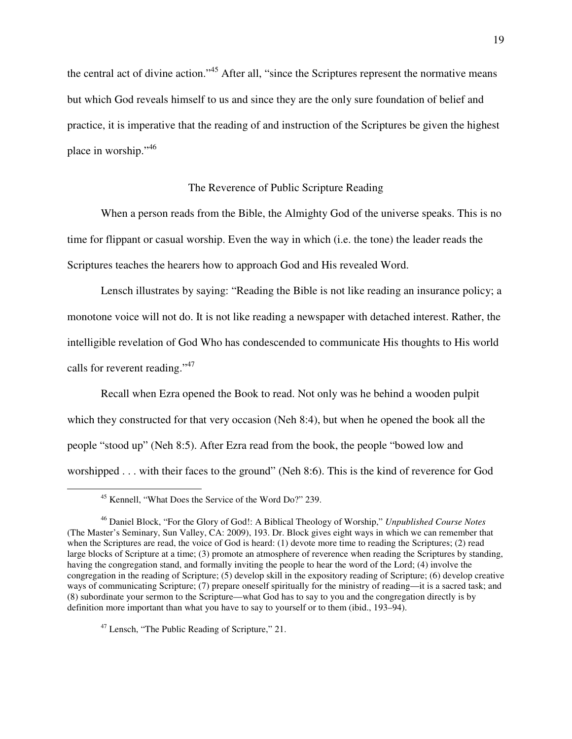the central act of divine action."[45] After all, "since the Scriptures represent the normative means but which God reveals himself to us and since they are the only sure foundation of belief and practice, it is imperative that the reading of and instruction of the Scriptures be given the highest place in worship."[46]

## The Reverence of Public Scripture Reading

When a person reads from the Bible, the Almighty God of the universe speaks. This is no time for flippant or casual worship. Even the way in which (i.e. the tone) the leader reads the Scriptures teaches the hearers how to approach God and His revealed Word.

Lensch illustrates by saying: "Reading the Bible is not like reading an insurance policy; a monotone voice will not do. It is not like reading a newspaper with detached interest. Rather, the intelligible revelation of God Who has condescended to communicate His thoughts to His world calls for reverent reading."[47]

Recall when Ezra opened the Book to read. Not only was he behind a wooden pulpit which they constructed for that very occasion (Neh 8:4), but when he opened the book all the people "stood up" (Neh 8:5). After Ezra read from the book, the people "bowed low and worshipped . . . with their faces to the ground" (Neh 8:6). This is the kind of reverence for God

---

[45] Kennell, "What Does the Service of the Word Do?" 239.

[46] Daniel Block, "For the Glory of God!: A Biblical Theology of Worship," *Unpublished Course Notes* (The Master's Seminary, Sun Valley, CA: 2009), 193. Dr. Block gives eight ways in which we can remember that when the Scriptures are read, the voice of God is heard: (1) devote more time to reading the Scriptures; (2) read large blocks of Scripture at a time; (3) promote an atmosphere of reverence when reading the Scriptures by standing, having the congregation stand, and formally inviting the people to hear the word of the Lord; (4) involve the congregation in the reading of Scripture; (5) develop skill in the expository reading of Scripture; (6) develop creative ways of communicating Scripture; (7) prepare oneself spiritually for the ministry of reading—it is a sacred task; and (8) subordinate your sermon to the Scripture—what God has to say to you and the congregation directly is by definition more important than what you have to say to yourself or to them (ibid., 193–94).

[47] Lensch, "The Public Reading of Scripture," 21.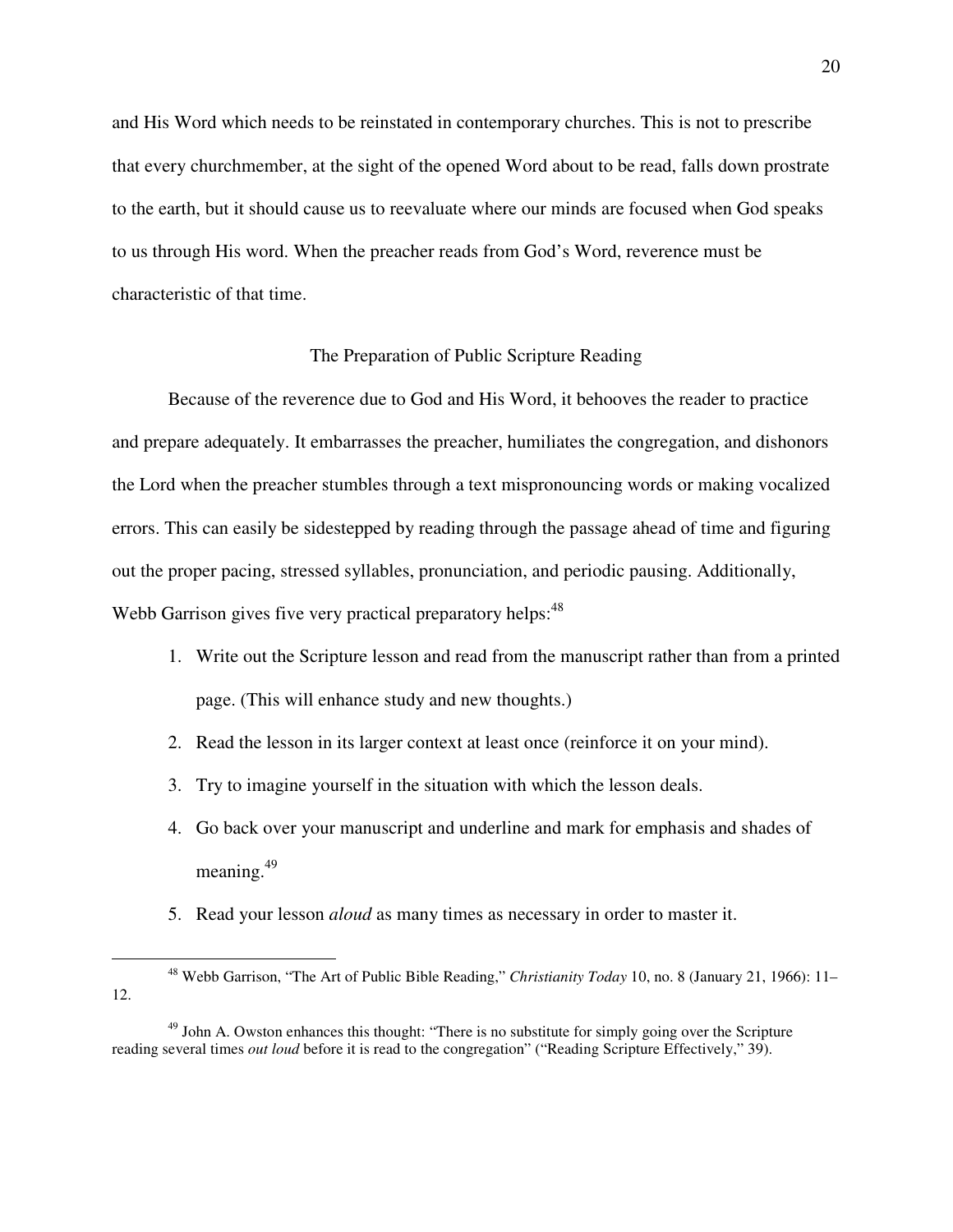and His Word which needs to be reinstated in contemporary churches. This is not to prescribe that every churchmember, at the sight of the opened Word about to be read, falls down prostrate to the earth, but it should cause us to reevaluate where our minds are focused when God speaks to us through His word. When the preacher reads from God's Word, reverence must be characteristic of that time.

## The Preparation of Public Scripture Reading

Because of the reverence due to God and His Word, it behooves the reader to practice and prepare adequately. It embarrasses the preacher, humiliates the congregation, and dishonors the Lord when the preacher stumbles through a text mispronouncing words or making vocalized errors. This can easily be sidestepped by reading through the passage ahead of time and figuring out the proper pacing, stressed syllables, pronunciation, and periodic pausing. Additionally, Webb Garrison gives five very practical preparatory helps:[48]

1. Write out the Scripture lesson and read from the manuscript rather than from a printed page. (This will enhance study and new thoughts.)
2. Read the lesson in its larger context at least once (reinforce it on your mind).
3. Try to imagine yourself in the situation with which the lesson deals.
4. Go back over your manuscript and underline and mark for emphasis and shades of meaning.[49]
5. Read your lesson *aloud* as many times as necessary in order to master it.

---

[48] Webb Garrison, "The Art of Public Bible Reading," *Christianity Today* 10, no. 8 (January 21, 1966): 11–12.

[49] John A. Owston enhances this thought: "There is no substitute for simply going over the Scripture reading several times *out loud* before it is read to the congregation" ("Reading Scripture Effectively," 39).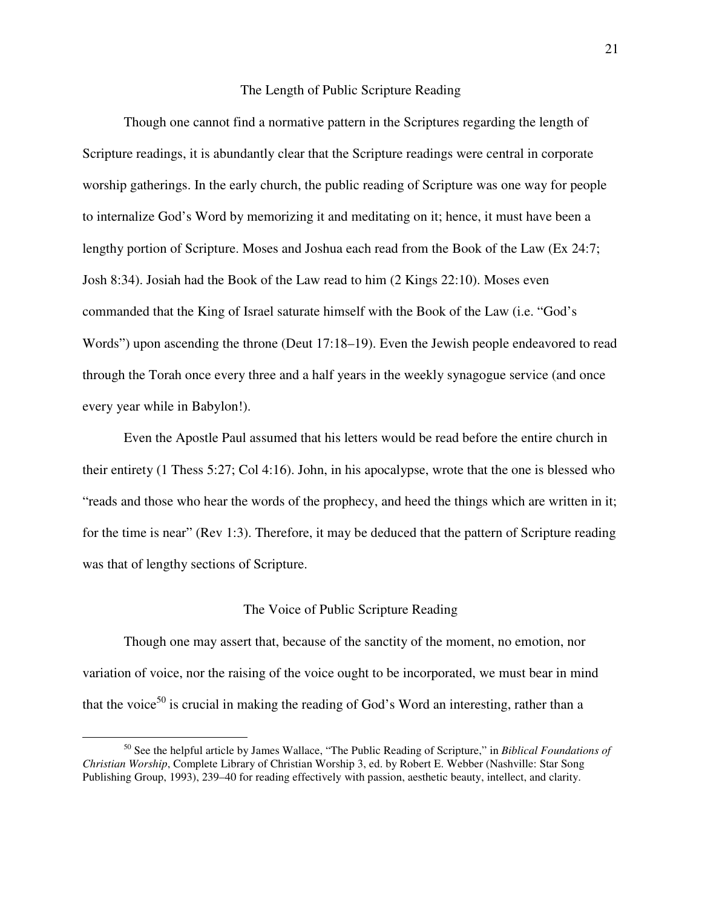## The Length of Public Scripture Reading

Though one cannot find a normative pattern in the Scriptures regarding the length of Scripture readings, it is abundantly clear that the Scripture readings were central in corporate worship gatherings. In the early church, the public reading of Scripture was one way for people to internalize God's Word by memorizing it and meditating on it; hence, it must have been a lengthy portion of Scripture. Moses and Joshua each read from the Book of the Law (Ex 24:7; Josh 8:34). Josiah had the Book of the Law read to him (2 Kings 22:10). Moses even commanded that the King of Israel saturate himself with the Book of the Law (i.e. "God's Words") upon ascending the throne (Deut 17:18–19). Even the Jewish people endeavored to read through the Torah once every three and a half years in the weekly synagogue service (and once every year while in Babylon!).

Even the Apostle Paul assumed that his letters would be read before the entire church in their entirety (1 Thess 5:27; Col 4:16). John, in his apocalypse, wrote that the one is blessed who "reads and those who hear the words of the prophecy, and heed the things which are written in it; for the time is near" (Rev 1:3). Therefore, it may be deduced that the pattern of Scripture reading was that of lengthy sections of Scripture.

## The Voice of Public Scripture Reading

Though one may assert that, because of the sanctity of the moment, no emotion, nor variation of voice, nor the raising of the voice ought to be incorporated, we must bear in mind that the voice[50] is crucial in making the reading of God's Word an interesting, rather than a

---

[50] See the helpful article by James Wallace, "The Public Reading of Scripture," in *Biblical Foundations of Christian Worship*, Complete Library of Christian Worship 3, ed. by Robert E. Webber (Nashville: Star Song Publishing Group, 1993), 239–40 for reading effectively with passion, aesthetic beauty, intellect, and clarity.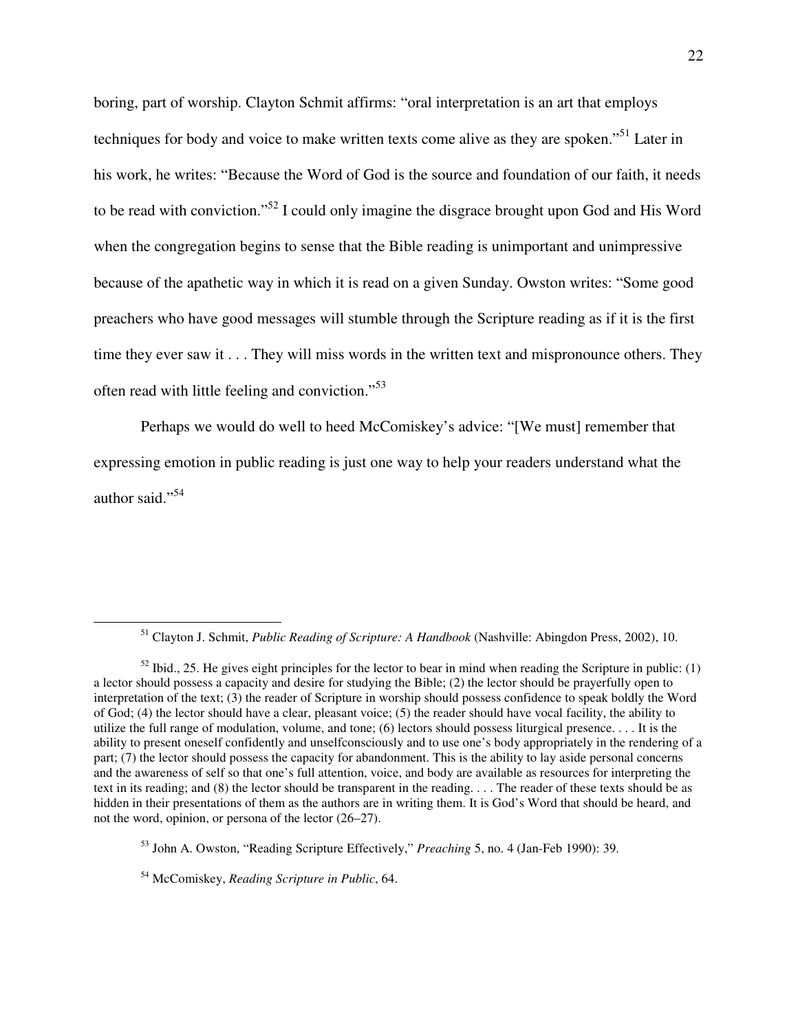boring, part of worship. Clayton Schmit affirms: "oral interpretation is an art that employs techniques for body and voice to make written texts come alive as they are spoken."[51] Later in his work, he writes: "Because the Word of God is the source and foundation of our faith, it needs to be read with conviction."[52] I could only imagine the disgrace brought upon God and His Word when the congregation begins to sense that the Bible reading is unimportant and unimpressive because of the apathetic way in which it is read on a given Sunday. Owston writes: "Some good preachers who have good messages will stumble through the Scripture reading as if it is the first time they ever saw it . . . They will miss words in the written text and mispronounce others. They often read with little feeling and conviction."[53]

Perhaps we would do well to heed McComiskey's advice: "[We must] remember that expressing emotion in public reading is just one way to help your readers understand what the author said."[54]

---

[51] Clayton J. Schmit, *Public Reading of Scripture: A Handbook* (Nashville: Abingdon Press, 2002), 10.

[52] Ibid., 25. He gives eight principles for the lector to bear in mind when reading the Scripture in public: (1) a lector should possess a capacity and desire for studying the Bible; (2) the lector should be prayerfully open to interpretation of the text; (3) the reader of Scripture in worship should possess confidence to speak boldly the Word of God; (4) the lector should have a clear, pleasant voice; (5) the reader should have vocal facility, the ability to utilize the full range of modulation, volume, and tone; (6) lectors should possess liturgical presence. . . . It is the ability to present oneself confidently and unselfconsciously and to use one's body appropriately in the rendering of a part; (7) the lector should possess the capacity for abandonment. This is the ability to lay aside personal concerns and the awareness of self so that one's full attention, voice, and body are available as resources for interpreting the text in its reading; and (8) the lector should be transparent in the reading. . . . The reader of these texts should be as hidden in their presentations of them as the authors are in writing them. It is God's Word that should be heard, and not the word, opinion, or persona of the lector (26–27).

[53] John A. Owston, "Reading Scripture Effectively," *Preaching* 5, no. 4 (Jan-Feb 1990): 39.

[54] McComiskey, *Reading Scripture in Public*, 64.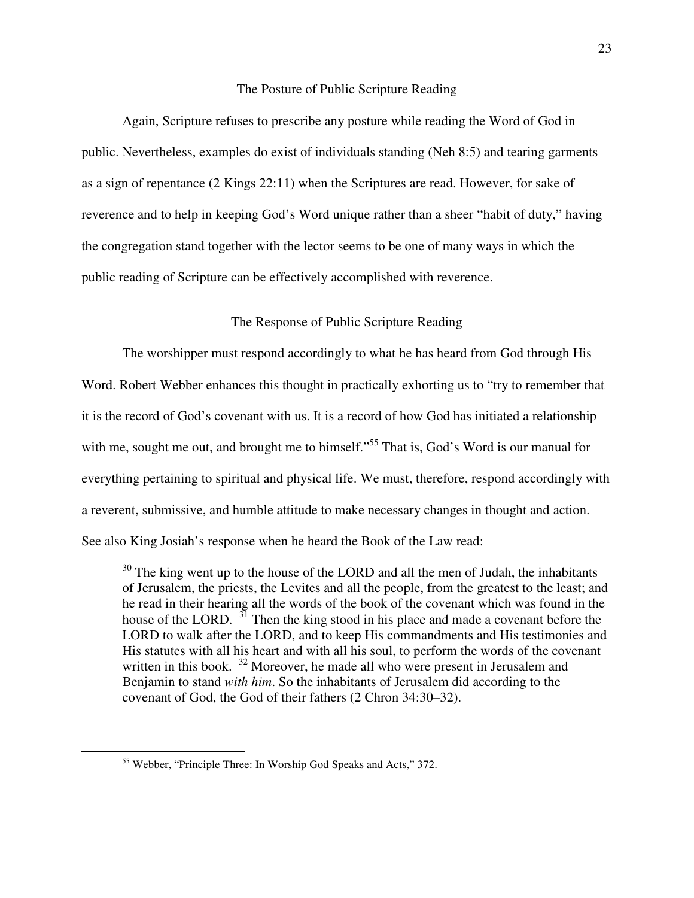## The Posture of Public Scripture Reading

Again, Scripture refuses to prescribe any posture while reading the Word of God in public. Nevertheless, examples do exist of individuals standing (Neh 8:5) and tearing garments as a sign of repentance (2 Kings 22:11) when the Scriptures are read. However, for sake of reverence and to help in keeping God's Word unique rather than a sheer "habit of duty," having the congregation stand together with the lector seems to be one of many ways in which the public reading of Scripture can be effectively accomplished with reverence.

## The Response of Public Scripture Reading

The worshipper must respond accordingly to what he has heard from God through His Word. Robert Webber enhances this thought in practically exhorting us to "try to remember that it is the record of God's covenant with us. It is a record of how God has initiated a relationship with me, sought me out, and brought me to himself."[55] That is, God's Word is our manual for everything pertaining to spiritual and physical life. We must, therefore, respond accordingly with a reverent, submissive, and humble attitude to make necessary changes in thought and action. See also King Josiah's response when he heard the Book of the Law read:

> [30] The king went up to the house of the LORD and all the men of Judah, the inhabitants of Jerusalem, the priests, the Levites and all the people, from the greatest to the least; and he read in their hearing all the words of the book of the covenant which was found in the house of the LORD. [31] Then the king stood in his place and made a covenant before the LORD to walk after the LORD, and to keep His commandments and His testimonies and His statutes with all his heart and with all his soul, to perform the words of the covenant written in this book. [32] Moreover, he made all who were present in Jerusalem and Benjamin to stand *with him*. So the inhabitants of Jerusalem did according to the covenant of God, the God of their fathers (2 Chron 34:30–32).

---

[55] Webber, "Principle Three: In Worship God Speaks and Acts," 372.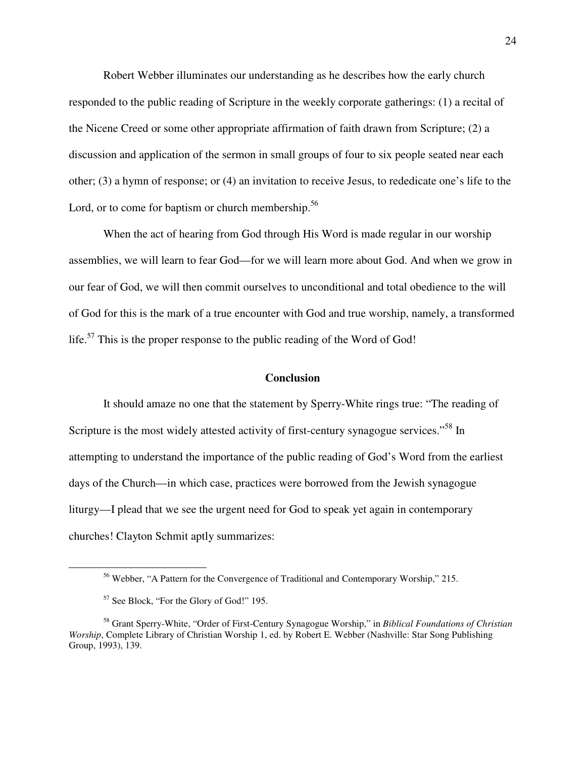Robert Webber illuminates our understanding as he describes how the early church responded to the public reading of Scripture in the weekly corporate gatherings: (1) a recital of the Nicene Creed or some other appropriate affirmation of faith drawn from Scripture; (2) a discussion and application of the sermon in small groups of four to six people seated near each other; (3) a hymn of response; or (4) an invitation to receive Jesus, to rededicate one's life to the Lord, or to come for baptism or church membership.[56]

When the act of hearing from God through His Word is made regular in our worship assemblies, we will learn to fear God—for we will learn more about God. And when we grow in our fear of God, we will then commit ourselves to unconditional and total obedience to the will of God for this is the mark of a true encounter with God and true worship, namely, a transformed life.[57] This is the proper response to the public reading of the Word of God!

## Conclusion

It should amaze no one that the statement by Sperry-White rings true: "The reading of Scripture is the most widely attested activity of first-century synagogue services."[58] In attempting to understand the importance of the public reading of God's Word from the earliest days of the Church—in which case, practices were borrowed from the Jewish synagogue liturgy—I plead that we see the urgent need for God to speak yet again in contemporary churches! Clayton Schmit aptly summarizes:

---

[56] Webber, "A Pattern for the Convergence of Traditional and Contemporary Worship," 215.

[57] See Block, "For the Glory of God!" 195.

[58] Grant Sperry-White, "Order of First-Century Synagogue Worship," in *Biblical Foundations of Christian Worship*, Complete Library of Christian Worship 1, ed. by Robert E. Webber (Nashville: Star Song Publishing Group, 1993), 139.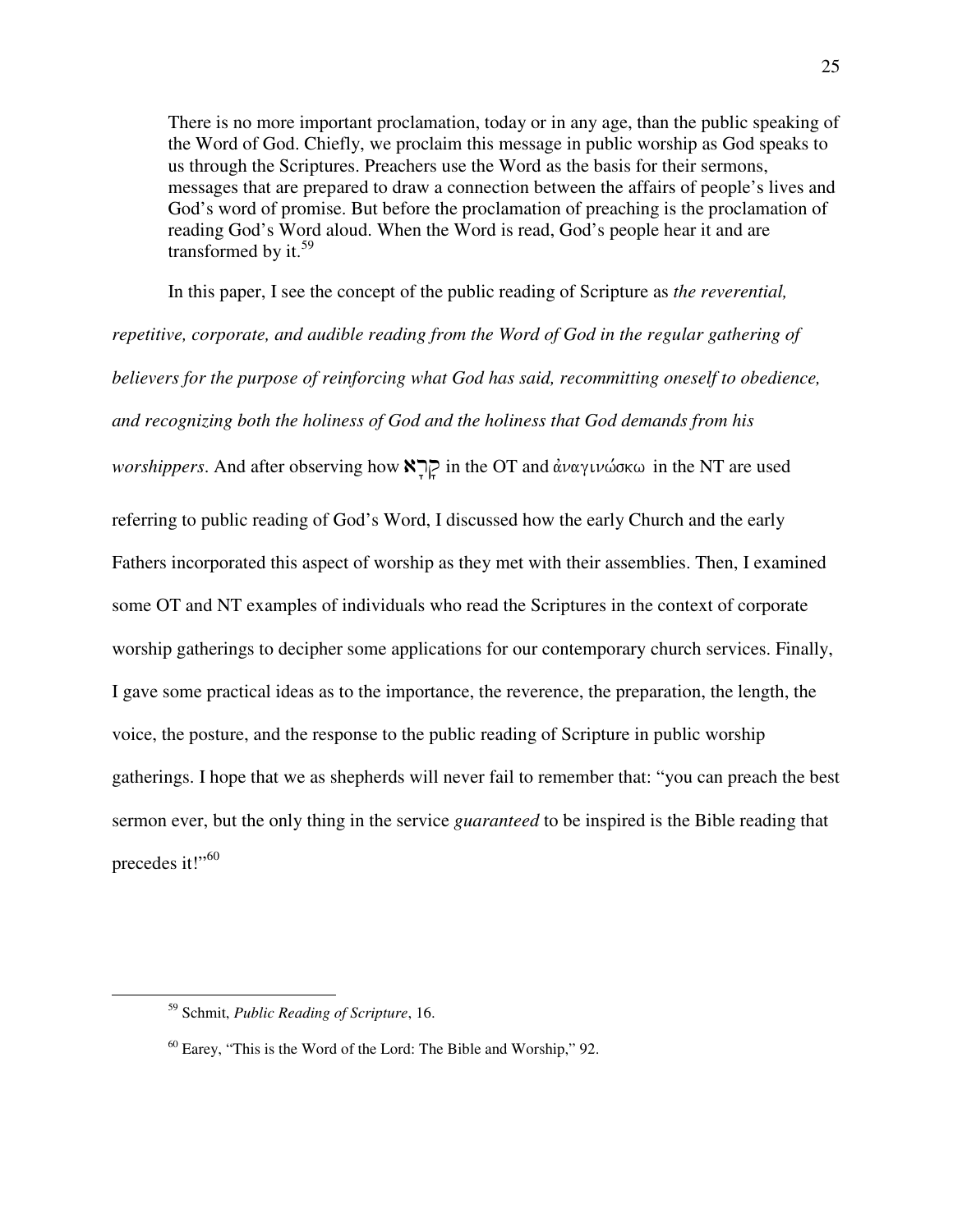> There is no more important proclamation, today or in any age, than the public speaking of the Word of God. Chiefly, we proclaim this message in public worship as God speaks to us through the Scriptures. Preachers use the Word as the basis for their sermons, messages that are prepared to draw a connection between the affairs of people's lives and God's word of promise. But before the proclamation of preaching is the proclamation of reading God's Word aloud. When the Word is read, God's people hear it and are transformed by it.[59]

In this paper, I see the concept of the public reading of Scripture as *the reverential, repetitive, corporate, and audible reading from the Word of God in the regular gathering of believers for the purpose of reinforcing what God has said, recommitting oneself to obedience, and recognizing both the holiness of God and the holiness that God demands from his worshippers*. And after observing how קָרָא in the OT and ἀναγινώσκω in the NT are used referring to public reading of God's Word, I discussed how the early Church and the early Fathers incorporated this aspect of worship as they met with their assemblies. Then, I examined some OT and NT examples of individuals who read the Scriptures in the context of corporate worship gatherings to decipher some applications for our contemporary church services. Finally, I gave some practical ideas as to the importance, the reverence, the preparation, the length, the voice, the posture, and the response to the public reading of Scripture in public worship gatherings. I hope that we as shepherds will never fail to remember that: "you can preach the best sermon ever, but the only thing in the service *guaranteed* to be inspired is the Bible reading that precedes it!"[60]

---

[59] Schmit, *Public Reading of Scripture*, 16.

[60] Earey, "This is the Word of the Lord: The Bible and Worship," 92.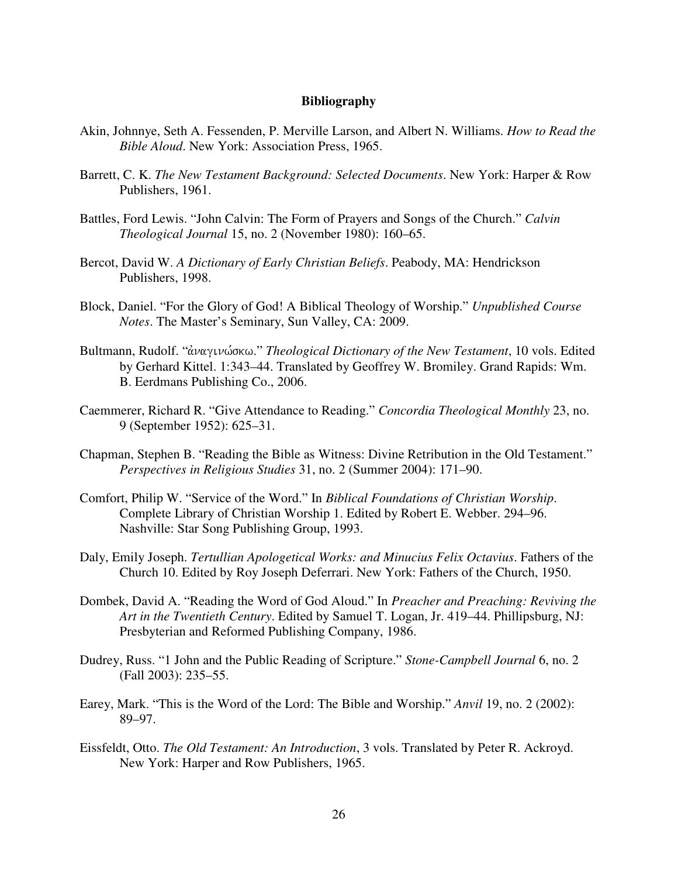# Bibliography

Akin, Johnnye, Seth A. Fessenden, P. Merville Larson, and Albert N. Williams. *How to Read the Bible Aloud*. New York: Association Press, 1965.

Barrett, C. K. *The New Testament Background: Selected Documents*. New York: Harper & Row Publishers, 1961.

Battles, Ford Lewis. "John Calvin: The Form of Prayers and Songs of the Church." *Calvin Theological Journal* 15, no. 2 (November 1980): 160–65.

Bercot, David W. *A Dictionary of Early Christian Beliefs*. Peabody, MA: Hendrickson Publishers, 1998.

Block, Daniel. "For the Glory of God! A Biblical Theology of Worship." *Unpublished Course Notes*. The Master's Seminary, Sun Valley, CA: 2009.

Bultmann, Rudolf. "ἀναγινώσκω." *Theological Dictionary of the New Testament*, 10 vols. Edited by Gerhard Kittel. 1:343–44. Translated by Geoffrey W. Bromiley. Grand Rapids: Wm. B. Eerdmans Publishing Co., 2006.

Caemmerer, Richard R. "Give Attendance to Reading." *Concordia Theological Monthly* 23, no. 9 (September 1952): 625–31.

Chapman, Stephen B. "Reading the Bible as Witness: Divine Retribution in the Old Testament." *Perspectives in Religious Studies* 31, no. 2 (Summer 2004): 171–90.

Comfort, Philip W. "Service of the Word." In *Biblical Foundations of Christian Worship*. Complete Library of Christian Worship 1. Edited by Robert E. Webber. 294–96. Nashville: Star Song Publishing Group, 1993.

Daly, Emily Joseph. *Tertullian Apologetical Works: and Minucius Felix Octavius*. Fathers of the Church 10. Edited by Roy Joseph Deferrari. New York: Fathers of the Church, 1950.

Dombek, David A. "Reading the Word of God Aloud." In *Preacher and Preaching: Reviving the Art in the Twentieth Century*. Edited by Samuel T. Logan, Jr. 419–44. Phillipsburg, NJ: Presbyterian and Reformed Publishing Company, 1986.

Dudrey, Russ. "1 John and the Public Reading of Scripture." *Stone-Campbell Journal* 6, no. 2 (Fall 2003): 235–55.

Earey, Mark. "This is the Word of the Lord: The Bible and Worship." *Anvil* 19, no. 2 (2002): 89–97.

Eissfeldt, Otto. *The Old Testament: An Introduction*, 3 vols. Translated by Peter R. Ackroyd. New York: Harper and Row Publishers, 1965.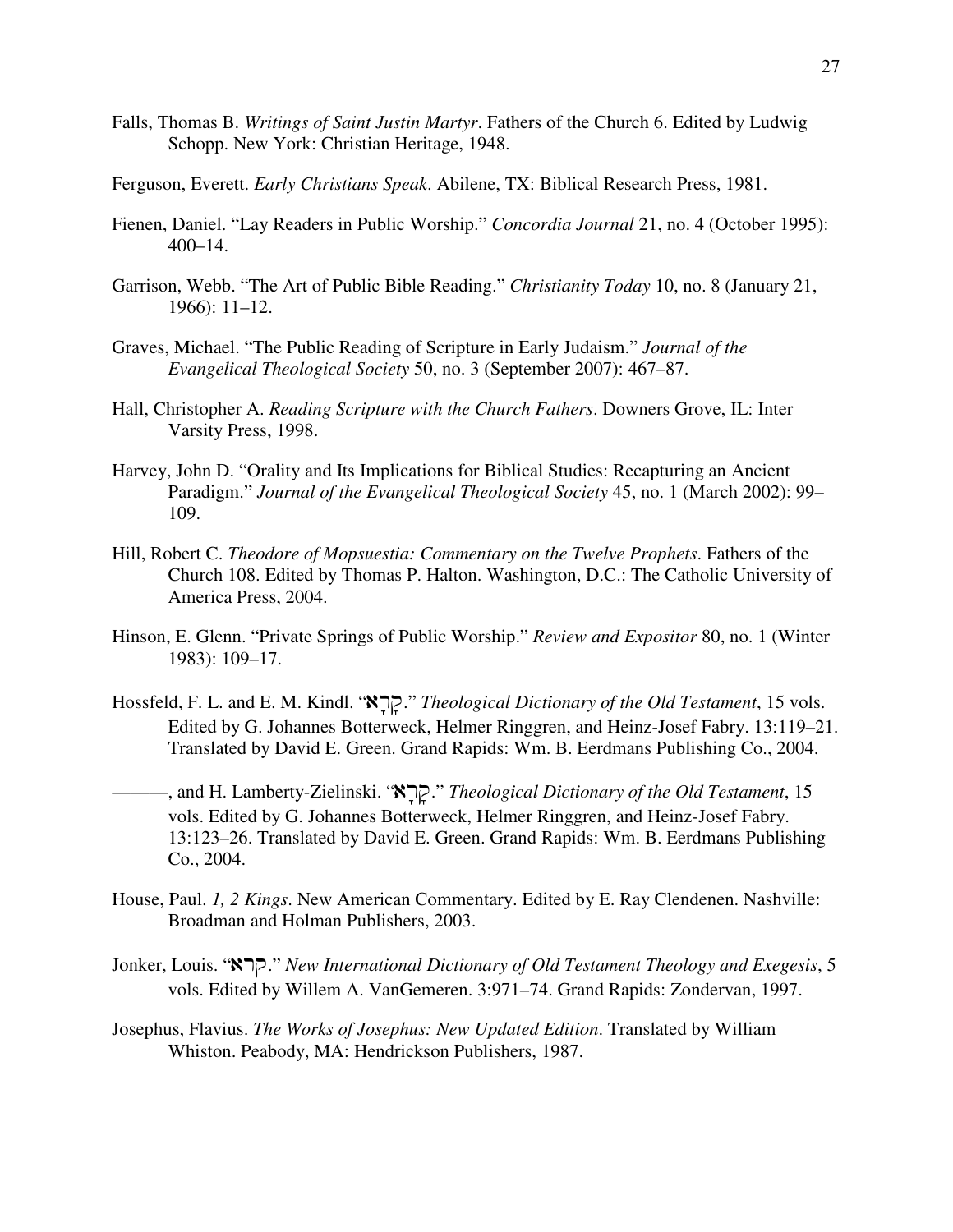Falls, Thomas B. *Writings of Saint Justin Martyr*. Fathers of the Church 6. Edited by Ludwig Schopp. New York: Christian Heritage, 1948.

Ferguson, Everett. *Early Christians Speak*. Abilene, TX: Biblical Research Press, 1981.

Fienen, Daniel. "Lay Readers in Public Worship." *Concordia Journal* 21, no. 4 (October 1995): 400–14.

Garrison, Webb. "The Art of Public Bible Reading." *Christianity Today* 10, no. 8 (January 21, 1966): 11–12.

Graves, Michael. "The Public Reading of Scripture in Early Judaism." *Journal of the Evangelical Theological Society* 50, no. 3 (September 2007): 467–87.

Hall, Christopher A. *Reading Scripture with the Church Fathers*. Downers Grove, IL: Inter Varsity Press, 1998.

Harvey, John D. "Orality and Its Implications for Biblical Studies: Recapturing an Ancient Paradigm." *Journal of the Evangelical Theological Society* 45, no. 1 (March 2002): 99–109.

Hill, Robert C. *Theodore of Mopsuestia: Commentary on the Twelve Prophets*. Fathers of the Church 108. Edited by Thomas P. Halton. Washington, D.C.: The Catholic University of America Press, 2004.

Hinson, E. Glenn. "Private Springs of Public Worship." *Review and Expositor* 80, no. 1 (Winter 1983): 109–17.

Hossfeld, F. L. and E. M. Kindl. "קָרָא." *Theological Dictionary of the Old Testament*, 15 vols. Edited by G. Johannes Botterweck, Helmer Ringgren, and Heinz-Josef Fabry. 13:119–21. Translated by David E. Green. Grand Rapids: Wm. B. Eerdmans Publishing Co., 2004.

———, and H. Lamberty-Zielinski. "קָרָא." *Theological Dictionary of the Old Testament*, 15 vols. Edited by G. Johannes Botterweck, Helmer Ringgren, and Heinz-Josef Fabry. 13:123–26. Translated by David E. Green. Grand Rapids: Wm. B. Eerdmans Publishing Co., 2004.

House, Paul. *1, 2 Kings*. New American Commentary. Edited by E. Ray Clendenen. Nashville: Broadman and Holman Publishers, 2003.

Jonker, Louis. "קרא." *New International Dictionary of Old Testament Theology and Exegesis*, 5 vols. Edited by Willem A. VanGemeren. 3:971–74. Grand Rapids: Zondervan, 1997.

Josephus, Flavius. *The Works of Josephus: New Updated Edition*. Translated by William Whiston. Peabody, MA: Hendrickson Publishers, 1987.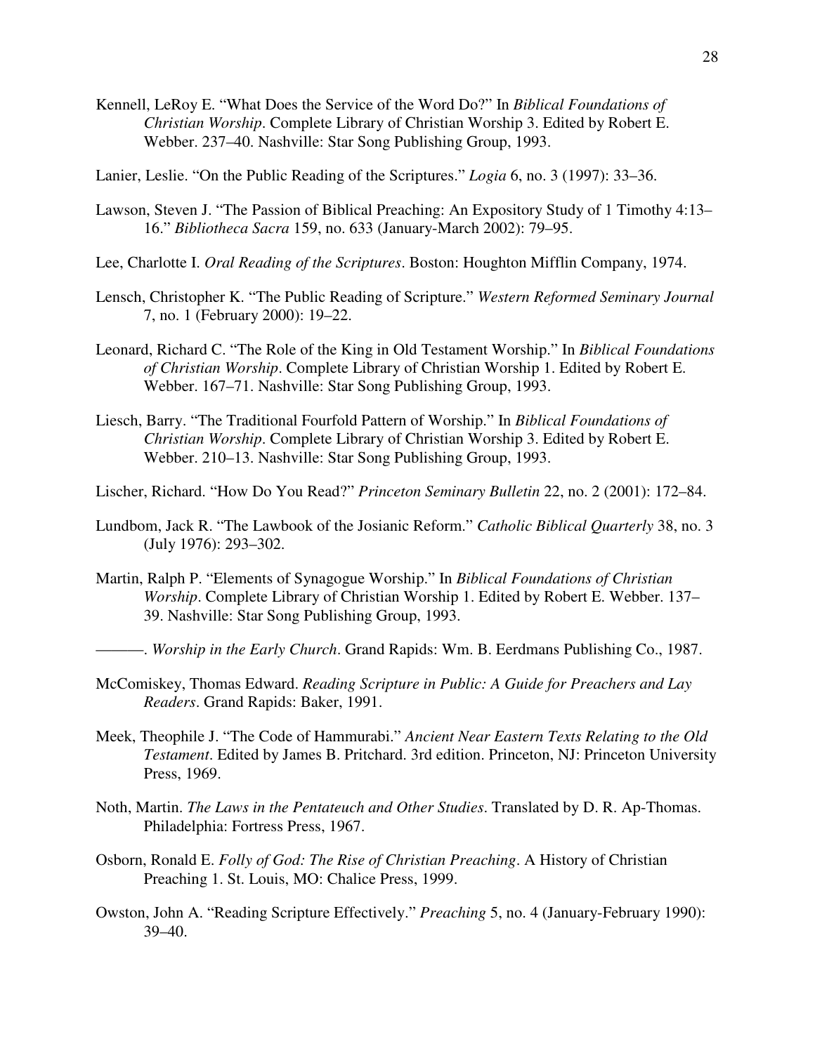Kennell, LeRoy E. "What Does the Service of the Word Do?" In *Biblical Foundations of Christian Worship*. Complete Library of Christian Worship 3. Edited by Robert E. Webber. 237–40. Nashville: Star Song Publishing Group, 1993.

Lanier, Leslie. "On the Public Reading of the Scriptures." *Logia* 6, no. 3 (1997): 33–36.

Lawson, Steven J. "The Passion of Biblical Preaching: An Expository Study of 1 Timothy 4:13–16." *Bibliotheca Sacra* 159, no. 633 (January-March 2002): 79–95.

Lee, Charlotte I. *Oral Reading of the Scriptures*. Boston: Houghton Mifflin Company, 1974.

Lensch, Christopher K. "The Public Reading of Scripture." *Western Reformed Seminary Journal* 7, no. 1 (February 2000): 19–22.

Leonard, Richard C. "The Role of the King in Old Testament Worship." In *Biblical Foundations of Christian Worship*. Complete Library of Christian Worship 1. Edited by Robert E. Webber. 167–71. Nashville: Star Song Publishing Group, 1993.

Liesch, Barry. "The Traditional Fourfold Pattern of Worship." In *Biblical Foundations of Christian Worship*. Complete Library of Christian Worship 3. Edited by Robert E. Webber. 210–13. Nashville: Star Song Publishing Group, 1993.

Lischer, Richard. "How Do You Read?" *Princeton Seminary Bulletin* 22, no. 2 (2001): 172–84.

Lundbom, Jack R. "The Lawbook of the Josianic Reform." *Catholic Biblical Quarterly* 38, no. 3 (July 1976): 293–302.

Martin, Ralph P. "Elements of Synagogue Worship." In *Biblical Foundations of Christian Worship*. Complete Library of Christian Worship 1. Edited by Robert E. Webber. 137–39. Nashville: Star Song Publishing Group, 1993.

———. *Worship in the Early Church*. Grand Rapids: Wm. B. Eerdmans Publishing Co., 1987.

McComiskey, Thomas Edward. *Reading Scripture in Public: A Guide for Preachers and Lay Readers*. Grand Rapids: Baker, 1991.

Meek, Theophile J. "The Code of Hammurabi." *Ancient Near Eastern Texts Relating to the Old Testament*. Edited by James B. Pritchard. 3rd edition. Princeton, NJ: Princeton University Press, 1969.

Noth, Martin. *The Laws in the Pentateuch and Other Studies*. Translated by D. R. Ap-Thomas. Philadelphia: Fortress Press, 1967.

Osborn, Ronald E. *Folly of God: The Rise of Christian Preaching*. A History of Christian Preaching 1. St. Louis, MO: Chalice Press, 1999.

Owston, John A. "Reading Scripture Effectively." *Preaching* 5, no. 4 (January-February 1990): 39–40.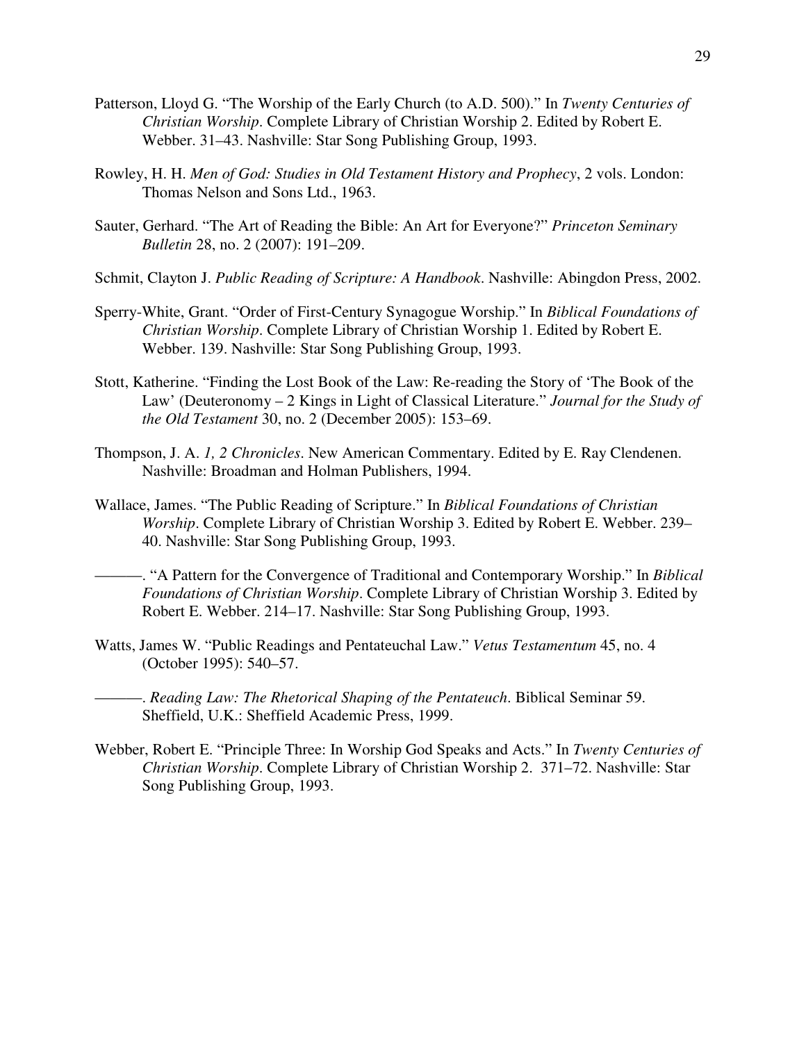Patterson, Lloyd G. "The Worship of the Early Church (to A.D. 500)." In *Twenty Centuries of Christian Worship*. Complete Library of Christian Worship 2. Edited by Robert E. Webber. 31–43. Nashville: Star Song Publishing Group, 1993.

Rowley, H. H. *Men of God: Studies in Old Testament History and Prophecy*, 2 vols. London: Thomas Nelson and Sons Ltd., 1963.

Sauter, Gerhard. "The Art of Reading the Bible: An Art for Everyone?" *Princeton Seminary Bulletin* 28, no. 2 (2007): 191–209.

Schmit, Clayton J. *Public Reading of Scripture: A Handbook*. Nashville: Abingdon Press, 2002.

Sperry-White, Grant. "Order of First-Century Synagogue Worship." In *Biblical Foundations of Christian Worship*. Complete Library of Christian Worship 1. Edited by Robert E. Webber. 139. Nashville: Star Song Publishing Group, 1993.

Stott, Katherine. "Finding the Lost Book of the Law: Re-reading the Story of 'The Book of the Law' (Deuteronomy – 2 Kings in Light of Classical Literature." *Journal for the Study of the Old Testament* 30, no. 2 (December 2005): 153–69.

Thompson, J. A. *1, 2 Chronicles*. New American Commentary. Edited by E. Ray Clendenen. Nashville: Broadman and Holman Publishers, 1994.

Wallace, James. "The Public Reading of Scripture." In *Biblical Foundations of Christian Worship*. Complete Library of Christian Worship 3. Edited by Robert E. Webber. 239–40. Nashville: Star Song Publishing Group, 1993.

———. "A Pattern for the Convergence of Traditional and Contemporary Worship." In *Biblical Foundations of Christian Worship*. Complete Library of Christian Worship 3. Edited by Robert E. Webber. 214–17. Nashville: Star Song Publishing Group, 1993.

Watts, James W. "Public Readings and Pentateuchal Law." *Vetus Testamentum* 45, no. 4 (October 1995): 540–57.

———. *Reading Law: The Rhetorical Shaping of the Pentateuch*. Biblical Seminar 59. Sheffield, U.K.: Sheffield Academic Press, 1999.

Webber, Robert E. "Principle Three: In Worship God Speaks and Acts." In *Twenty Centuries of Christian Worship*. Complete Library of Christian Worship 2. 371–72. Nashville: Star Song Publishing Group, 1993.